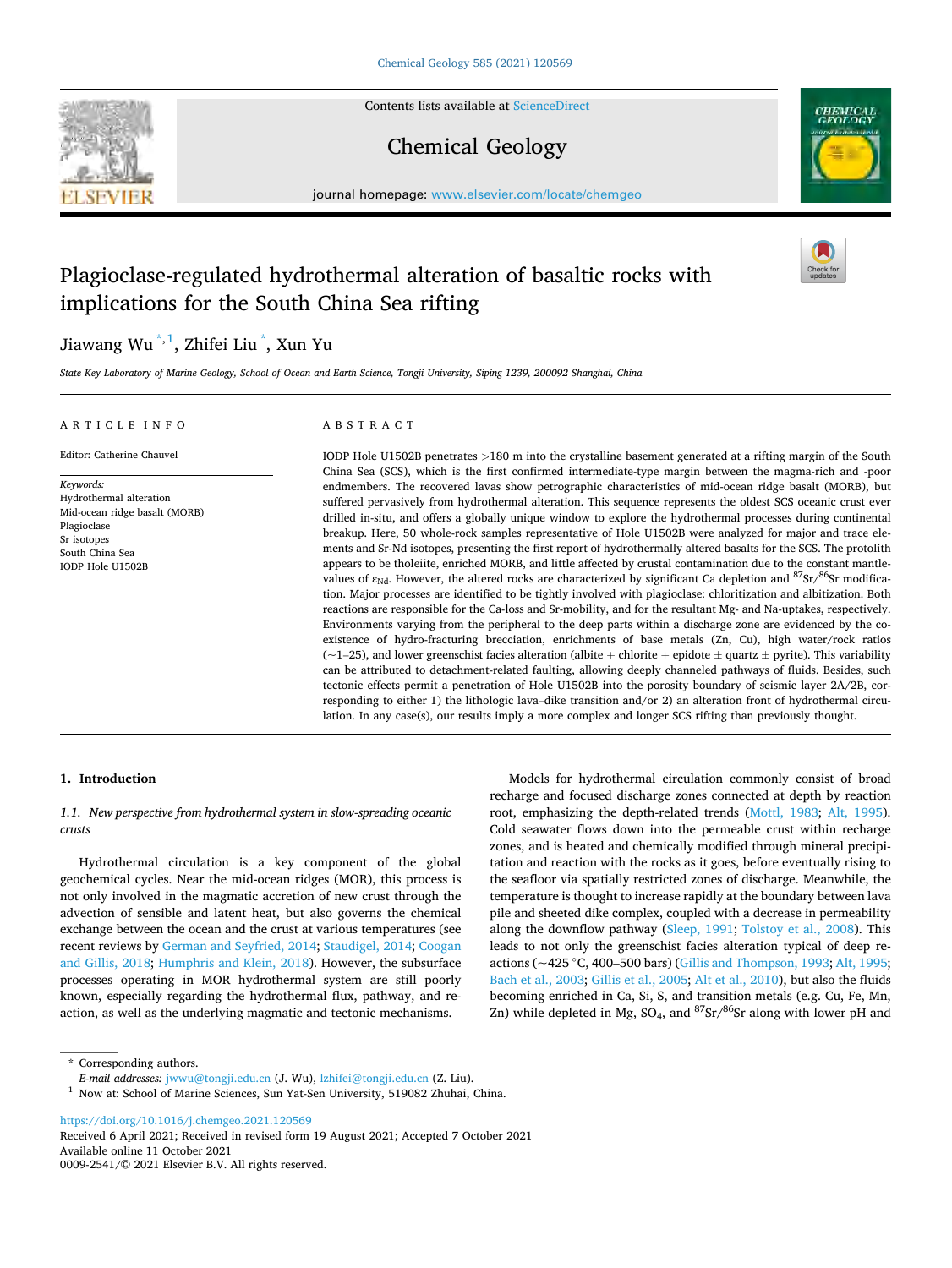Contents lists available at ScienceDirect

# Chemical Geology

journal homepage: www.elsevier.com/locate/chemgeo

# Plagioclase-regulated hydrothermal alteration of basaltic rocks with implications for the South China Sea rifting

Jiawang Wu [*,1], Zhifei Liu [*], Xun Yu

State Key Laboratory of Marine Geology, School of Ocean and Earth Science, Tongji University, Siping 1239, 200092 Shanghai, China

## ARTICLE INFO

Editor: Catherine Chauvel

*Keywords:*
Hydrothermal alteration
Mid-ocean ridge basalt (MORB)
Plagioclase
Sr isotopes
South China Sea
IODP Hole U1502B

## ABSTRACT

IODP Hole U1502B penetrates >180 m into the crystalline basement generated at a rifting margin of the South China Sea (SCS), which is the first confirmed intermediate-type margin between the magma-rich and -poor endmembers. The recovered lavas show petrographic characteristics of mid-ocean ridge basalt (MORB), but suffered pervasively from hydrothermal alteration. This sequence represents the oldest SCS oceanic crust ever drilled in-situ, and offers a globally unique window to explore the hydrothermal processes during continental breakup. Here, 50 whole-rock samples representative of Hole U1502B were analyzed for major and trace elements and Sr-Nd isotopes, presenting the first report of hydrothermally altered basalts for the SCS. The protolith appears to be tholeiite, enriched MORB, and little affected by crustal contamination due to the constant mantle-values of $\varepsilon_{Nd}$. However, the altered rocks are characterized by significant Ca depletion and $^{87}Sr/^{86}Sr$ modification. Major processes are identified to be tightly involved with plagioclase: chloritization and albitization. Both reactions are responsible for the Ca-loss and Sr-mobility, and for the resultant Mg- and Na-uptakes, respectively. Environments varying from the peripheral to the deep parts within a discharge zone are evidenced by the co-existence of hydro-fracturing brecciation, enrichments of base metals (Zn, Cu), high water/rock ratios (~1–25), and lower greenschist facies alteration (albite + chlorite + epidote ± quartz ± pyrite). This variability can be attributed to detachment-related faulting, allowing deeply channeled pathways of fluids. Besides, such tectonic effects permit a penetration of Hole U1502B into the porosity boundary of seismic layer 2A/2B, corresponding to either 1) the lithologic lava–dike transition and/or 2) an alteration front of hydrothermal circulation. In any case(s), our results imply a more complex and longer SCS rifting than previously thought.

## 1. Introduction

### 1.1. New perspective from hydrothermal system in slow-spreading oceanic crusts

Hydrothermal circulation is a key component of the global geochemical cycles. Near the mid-ocean ridges (MOR), this process is not only involved in the magmatic accretion of new crust through the advection of sensible and latent heat, but also governs the chemical exchange between the ocean and the crust at various temperatures (see recent reviews by German and Seyfried, 2014; Staudigel, 2014; Coogan and Gillis, 2018; Humphris and Klein, 2018). However, the subsurface processes operating in MOR hydrothermal system are still poorly known, especially regarding the hydrothermal flux, pathway, and reaction, as well as the underlying magmatic and tectonic mechanisms.

Models for hydrothermal circulation commonly consist of broad recharge and focused discharge zones connected at depth by reaction root, emphasizing the depth-related trends (Mottl, 1983; Alt, 1995). Cold seawater flows down into the permeable crust within recharge zones, and is heated and chemically modified through mineral precipitation and reaction with the rocks as it goes, before eventually rising to the seafloor via spatially restricted zones of discharge. Meanwhile, the temperature is thought to increase rapidly at the boundary between lava pile and sheeted dike complex, coupled with a decrease in permeability along the downflow pathway (Sleep, 1991; Tolstoy et al., 2008). This leads to not only the greenschist facies alteration typical of deep reactions (~425 °C, 400–500 bars) (Gillis and Thompson, 1993; Alt, 1995; Bach et al., 2003; Gillis et al., 2005; Alt et al., 2010), but also the fluids becoming enriched in Ca, Si, S, and transition metals (e.g. Cu, Fe, Mn, Zn) while depleted in Mg, $SO_4$, and $^{87}Sr/^{86}Sr$ along with lower pH and

---

* Corresponding authors.
*E-mail addresses:* jwwu@tongji.edu.cn (J. Wu), lzhifei@tongji.edu.cn (Z. Liu).
[1] Now at: School of Marine Sciences, Sun Yat-Sen University, 519082 Zhuhai, China.

https://doi.org/10.1016/j.chemgeo.2021.120569
Received 6 April 2021; Received in revised form 19 August 2021; Accepted 7 October 2021
Available online 11 October 2021
0009-2541/© 2021 Elsevier B.V. All rights reserved.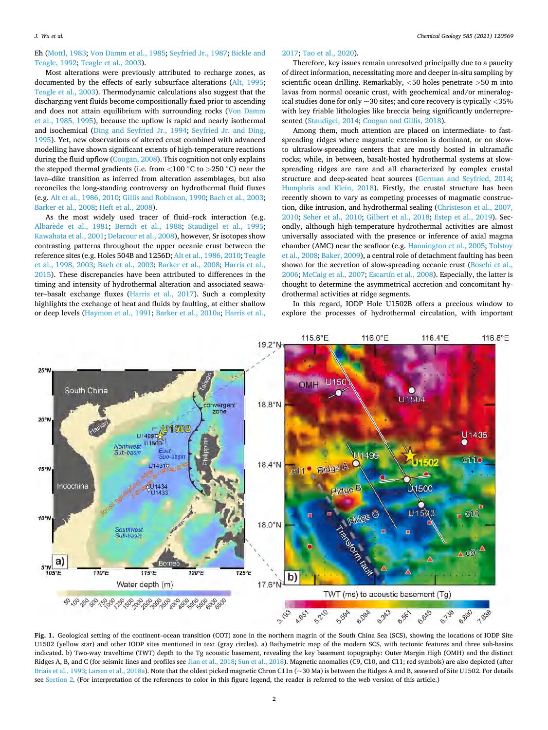Eh (Mottl, 1983; Von Damm et al., 1985; Seyfried Jr., 1987; Bickle and Teagle, 1992; Teagle et al., 2003).

Most alterations were previously attributed to recharge zones, as documented by the effects of early subsurface alterations (Alt, 1995; Teagle et al., 2003). Thermodynamic calculations also suggest that the discharging vent fluids become compositionally fixed prior to ascending and does not attain equilibrium with surrounding rocks (Von Damm et al., 1985, 1995), because the upflow is rapid and nearly isothermal and isochemical (Ding and Seyfried Jr., 1994; Seyfried Jr. and Ding, 1995). Yet, new observations of altered crust combined with advanced modelling have shown significant extents of high-temperature reactions during the fluid upflow (Coogan, 2008). This cognition not only explains the stepped thermal gradients (i.e. from <100 °C to >250 °C) near the lava–dike transition as inferred from alteration assemblages, but also reconciles the long-standing controversy on hydrothermal fluid fluxes (e.g. Alt et al., 1986, 2010; Gillis and Robinson, 1990; Bach et al., 2003; Barker et al., 2008; Heft et al., 2008).

As the most widely used tracer of fluid–rock interaction (e.g. Albarède et al., 1981; Berndt et al., 1988; Staudigel et al., 1995; Kawahata et al., 2001; Delacour et al., 2008), however, Sr isotopes show contrasting patterns throughout the upper oceanic crust between the reference sites (e.g. Holes 504B and 1256D; Alt et al., 1986, 2010; Teagle et al., 1998, 2003; Bach et al., 2003; Barker et al., 2008; Harris et al., 2015). These discrepancies have been attributed to differences in the timing and intensity of hydrothermal alteration and associated seawater–basalt exchange fluxes (Harris et al., 2017). Such a complexity highlights the exchange of heat and fluids by faulting, at either shallow or deep levels (Haymon et al., 1991; Barker et al., 2010a; Harris et al., 2017; Tao et al., 2020).

Therefore, key issues remain unresolved principally due to a paucity of direct information, necessitating more and deeper in-situ sampling by scientific ocean drilling. Remarkably, <50 holes penetrate >50 m into lavas from normal oceanic crust, with geochemical and/or mineralogical studies done for only ~30 sites; and core recovery is typically <35% with key friable lithologies like breccia being significantly underrepresented (Staudigel, 2014; Coogan and Gillis, 2018).

Among them, much attention are placed on intermediate- to fast-spreading ridges where magmatic extension is dominant, or on slow- to ultraslow-spreading centers that are mostly hosted in ultramafic rocks; while, in between, basalt-hosted hydrothermal systems at slow-spreading ridges are rare and all characterized by complex crustal structure and deep-seated heat sources (German and Seyfried, 2014; Humphris and Klein, 2018). Firstly, the crustal structure has been recently shown to vary as competing processes of magmatic construction, dike intrusion, and hydrothermal sealing (Christeson et al., 2007, 2010; Seher et al., 2010; Gilbert et al., 2018; Estep et al., 2019). Secondly, although high-temperature hydrothermal activities are almost universally associated with the presence or inference of axial magma chamber (AMC) near the seafloor (e.g. Hannington et al., 2005; Tolstoy et al., 2008; Baker, 2009), a central role of detachment faulting has been shown for the accretion of slow-spreading oceanic crust (Boschi et al., 2006; McCaig et al., 2007; Escartín et al., 2008). Especially, the latter is thought to determine the asymmetrical accretion and concomitant hydrothermal activities at ridge segments.

In this regard, IODP Hole U1502B offers a precious window to explore the processes of hydrothermal circulation, with important

**Fig. 1.** Geological setting of the continent–ocean transition (COT) zone in the northern margin of the South China Sea (SCS), showing the locations of IODP Site U1502 (yellow star) and other IODP sites mentioned in text (gray circles). a) Bathymetric map of the modern SCS, with tectonic features and three sub-basins indicated. b) Two-way traveltime (TWT) depth to the Tg acoustic basement, revealing the key basement topography: Outer Margin High (OMH) and the distinct Ridges A, B, and C (for seismic lines and profiles see Jian et al., 2018; Sun et al., 2018). Magnetic anomalies (C9, C10, and C11; red symbols) are also depicted (after Briais et al., 1993; Larsen et al., 2018a). Note that the oldest picked magnetic Chron C11n (~30 Ma) is between the Ridges A and B, seaward of Site U1502. For details see Section 2. (For interpretation of the references to color in this figure legend, the reader is referred to the web version of this article.)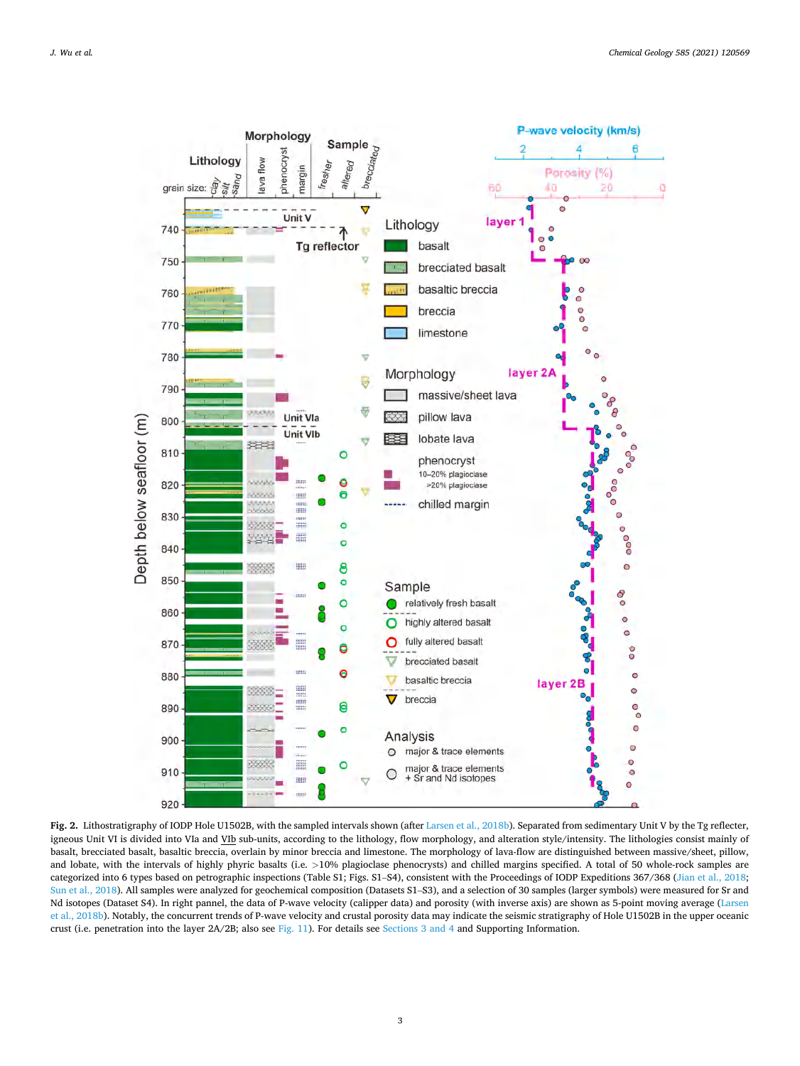**Fig. 2.** Lithostratigraphy of IODP Hole U1502B, with the sampled intervals shown (after Larsen et al., 2018b). Separated from sedimentary Unit V by the Tg reflecter, igneous Unit VI is divided into VIa and VIb sub-units, according to the lithology, flow morphology, and alteration style/intensity. The lithologies consist mainly of basalt, brecciated basalt, basaltic breccia, overlain by minor breccia and limestone. The morphology of lava-flow are distinguished between massive/sheet, pillow, and lobate, with the intervals of highly phyric basalts (i.e. >10% plagioclase phenocrysts) and chilled margins specified. A total of 50 whole-rock samples are categorized into 6 types based on petrographic inspections (Table S1; Figs. S1–S4), consistent with the Proceedings of IODP Expeditions 367/368 (Jian et al., 2018; Sun et al., 2018). All samples were analyzed for geochemical composition (Datasets S1–S3), and a selection of 30 samples (larger symbols) were measured for Sr and Nd isotopes (Dataset S4). In right pannel, the data of P-wave velocity (calipper data) and porosity (with inverse axis) are shown as 5-point moving average (Larsen et al., 2018b). Notably, the concurrent trends of P-wave velocity and crustal porosity data may indicate the seismic stratigraphy of Hole U1502B in the upper oceanic crust (i.e. penetration into the layer 2A/2B; also see Fig. 11). For details see Sections 3 and 4 and Supporting Information.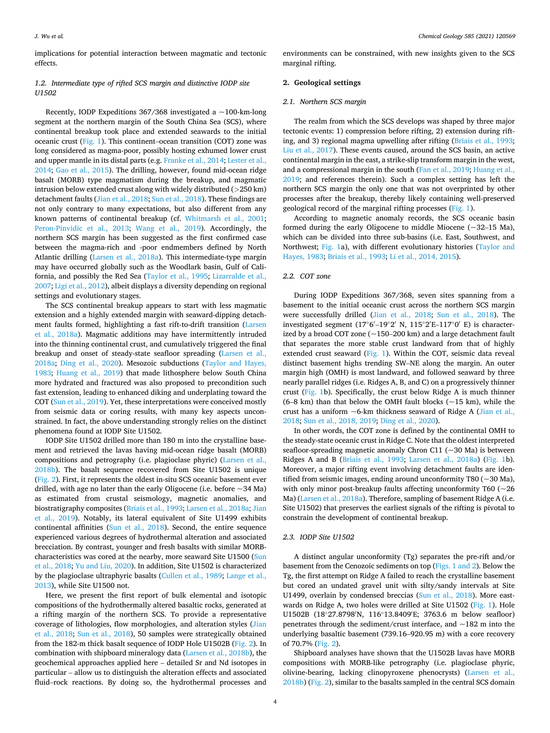implications for potential interaction between magmatic and tectonic effects.

### 1.2. Intermediate type of rifted SCS margin and distinctive IODP site U1502

Recently, IODP Expeditions 367/368 investigated a ~100-km-long segment at the northern margin of the South China Sea (SCS), where continental breakup took place and extended seawards to the initial oceanic crust (Fig. 1). This continent–ocean transition (COT) zone was long considered as magma-poor, possibly hosting exhumed lower crust and upper mantle in its distal parts (e.g. Franke et al., 2014; Lester et al., 2014; Gao et al., 2015). The drilling, however, found mid-ocean ridge basalt (MORB) type magmatism during the breakup, and magmatic intrusion below extended crust along with widely distributed (>250 km) detachment faults (Jian et al., 2018; Sun et al., 2018). These findings are not only contrary to many expectations, but also different from any known patterns of continental breakup (cf. Whitmarsh et al., 2001; Peron-Pinvidic et al., 2013; Wang et al., 2019). Accordingly, the northern SCS margin has been suggested as the first confirmed case between the magma-rich and -poor endmembers defined by North Atlantic drilling (Larsen et al., 2018a). This intermediate-type margin may have occurred globally such as the Woodlark basin, Gulf of California, and possibly the Red Sea (Taylor et al., 1995; Lizarralde et al., 2007; Ligi et al., 2012), albeit displays a diversity depending on regional settings and evolutionary stages.

The SCS continental breakup appears to start with less magmatic extension and a highly extended margin with seaward-dipping detachment faults formed, highlighting a fast rift-to-drift transition (Larsen et al., 2018a). Magmatic additions may have intermittently intruded into the thinning continental crust, and cumulatively triggered the final breakup and onset of steady-state seafloor spreading (Larsen et al., 2018a; Ding et al., 2020). Mesozoic subductions (Taylor and Hayes, 1983; Huang et al., 2019) that made lithosphere below South China more hydrated and fractured was also proposed to precondition such fast extension, leading to enhanced diking and underplating toward the COT (Sun et al., 2019). Yet, these interpretations were conceived mostly from seismic data or coring results, with many key aspects unconstrained. In fact, the above understanding strongly relies on the distinct phenomena found at IODP Site U1502.

IODP Site U1502 drilled more than 180 m into the crystalline basement and retrieved the lavas having mid-ocean ridge basalt (MORB) compositions and petrography (i.e. plagioclase phyric) (Larsen et al., 2018b). The basalt sequence recovered from Site U1502 is unique (Fig. 2). First, it represents the oldest in-situ SCS oceanic basement ever drilled, with age no later than the early Oligocene (i.e. before ~34 Ma) as estimated from crustal seismology, magnetic anomalies, and biostratigraphy composites (Briais et al., 1993; Larsen et al., 2018a; Jian et al., 2019). Notably, its lateral equivalent of Site U1499 exhibits continental affinities (Sun et al., 2018). Second, the entire sequence experienced various degrees of hydrothermal alteration and associated brecciation. By contrast, younger and fresh basalts with similar MORB-characteristics was cored at the nearby, more seaward Site U1500 (Sun et al., 2018; Yu and Liu, 2020). In addition, Site U1502 is characterized by the plagioclase ultraphyric basalts (Cullen et al., 1989; Lange et al., 2013), while Site U1500 not.

Here, we present the first report of bulk elemental and isotopic compositions of the hydrothermally altered basaltic rocks, generated at a rifting margin of the northern SCS. To provide a representative coverage of lithologies, flow morphologies, and alteration styles (Jian et al., 2018; Sun et al., 2018), 50 samples were strategically obtained from the 182-m thick basalt sequence of IODP Hole U1502B (Fig. 2). In combination with shipboard mineralogy data (Larsen et al., 2018b), the geochemical approaches applied here – detailed Sr and Nd isotopes in particular – allow us to distinguish the alteration effects and associated fluid–rock reactions. By doing so, the hydrothermal processes and environments can be constrained, with new insights given to the SCS marginal rifting.

## 2. Geological settings

### 2.1. Northern SCS margin

The realm from which the SCS develops was shaped by three major tectonic events: 1) compression before rifting, 2) extension during rifting, and 3) regional magma upwelling after rifting (Briais et al., 1993; Liu et al., 2017). These events caused, around the SCS basin, an active continental margin in the east, a strike-slip transform margin in the west, and a compressional margin in the south (Fan et al., 2019; Huang et al., 2019; and references therein). Such a complex setting has left the northern SCS margin the only one that was not overprinted by other processes after the breakup, thereby likely containing well-preserved geological record of the marginal rifting processes (Fig. 1).

According to magnetic anomaly records, the SCS oceanic basin formed during the early Oligocene to middle Miocene (~32–15 Ma), which can be divided into three sub-basins (i.e. East, Southwest, and Northwest; Fig. 1a), with different evolutionary histories (Taylor and Hayes, 1983; Briais et al., 1993; Li et al., 2014, 2015).

### 2.2. COT zone

During IODP Expeditions 367/368, seven sites spanning from a basement to the initial oceanic crust across the northern SCS margin were successfully drilled (Jian et al., 2018; Sun et al., 2018). The investigated segment (17°6′–19°2′ N, 115°2′E–117°0′ E) is characterized by a broad COT zone (~150–200 km) and a large detachment fault that separates the more stable crust landward from that of highly extended crust seaward (Fig. 1). Within the COT, seismic data reveal distinct basement highs trending SW–NE along the margin. An outer margin high (OMH) is most landward, and followed seaward by three nearly parallel ridges (i.e. Ridges A, B, and C) on a progressively thinner crust (Fig. 1b). Specifically, the crust below Ridge A is much thinner (6–8 km) than that below the OMH fault blocks (~15 km), while the crust has a uniform ~6-km thickness seaward of Ridge A (Jian et al., 2018; Sun et al., 2018, 2019; Ding et al., 2020).

In other words, the COT zone is defined by the continental OMH to the steady-state oceanic crust in Ridge C. Note that the oldest interpreted seafloor-spreading magnetic anomaly Chron C11 (~30 Ma) is between Ridges A and B (Briais et al., 1993; Larsen et al., 2018a) (Fig. 1b). Moreover, a major rifting event involving detachment faults are identified from seismic images, ending around unconformity T80 (~30 Ma), with only minor post-breakup faults affecting unconformity T60 (~26 Ma) (Larsen et al., 2018a). Therefore, sampling of basement Ridge A (i.e. Site U1502) that preserves the earliest signals of the rifting is pivotal to constrain the development of continental breakup.

### 2.3. IODP Site U1502

A distinct angular unconformity (Tg) separates the pre-rift and/or basement from the Cenozoic sediments on top (Figs. 1 and 2). Below the Tg, the first attempt on Ridge A failed to reach the crystalline basement but cored an undated gravel unit with silty/sandy intervals at Site U1499, overlain by condensed breccias (Sun et al., 2018). More eastwards on Ridge A, two holes were drilled at Site U1502 (Fig. 1). Hole U1502B (18°27.8798′N, 116°13.8409′E; 3763.6 m below seafloor) penetrates through the sediment/crust interface, and ~182 m into the underlying basaltic basement (739.16–920.95 m) with a core recovery of 70.7% (Fig. 2).

Shipboard analyses have shown that the U1502B lavas have MORB compositions with MORB-like petrography (i.e. plagioclase phyric, olivine-bearing, lacking clinopyroxene phenocrysts) (Larsen et al., 2018b) (Fig. 2), similar to the basalts sampled in the central SCS domain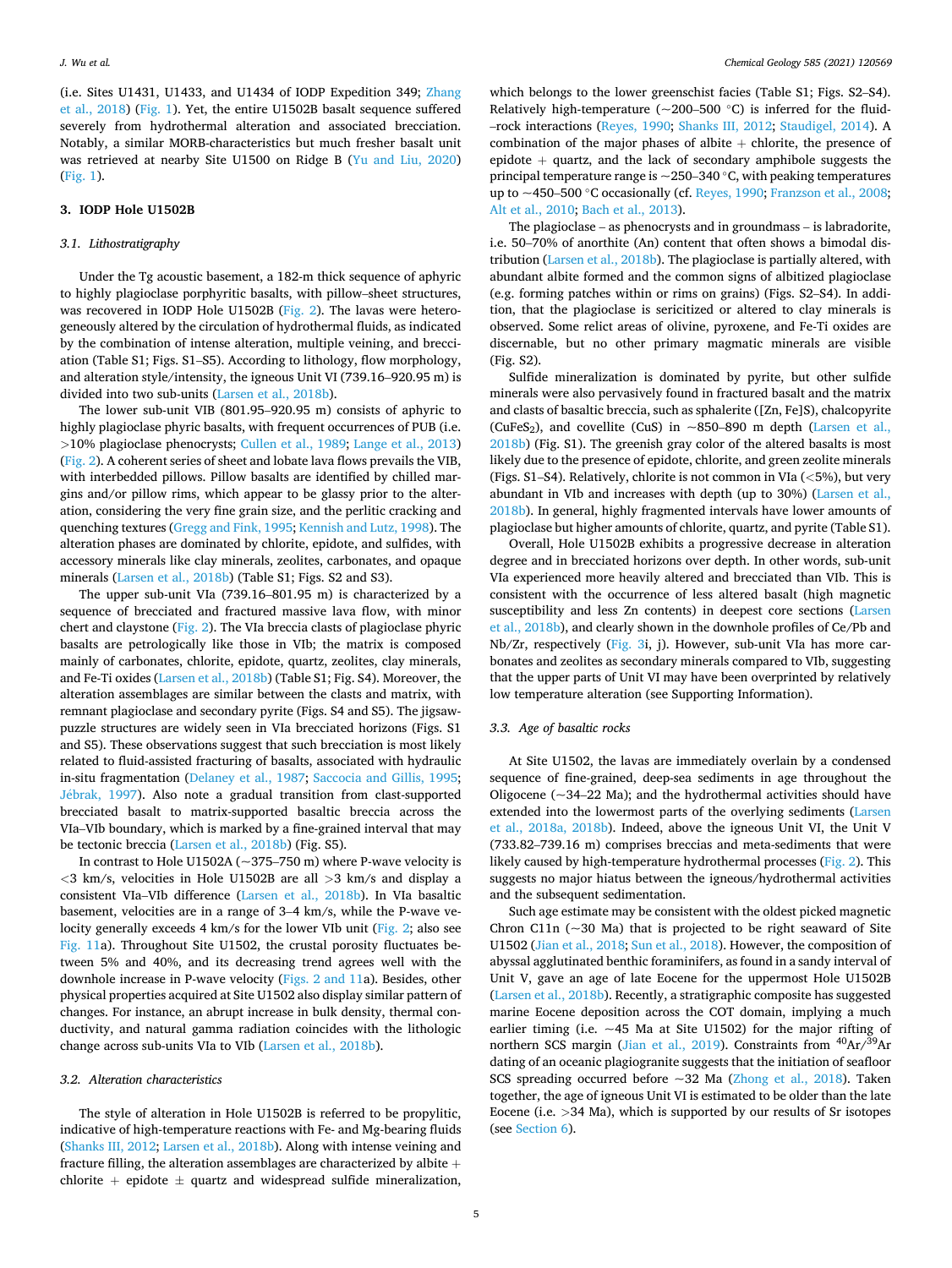(i.e. Sites U1431, U1433, and U1434 of IODP Expedition 349; Zhang et al., 2018) (Fig. 1). Yet, the entire U1502B basalt sequence suffered severely from hydrothermal alteration and associated brecciation. Notably, a similar MORB-characteristics but much fresher basalt unit was retrieved at nearby Site U1500 on Ridge B (Yu and Liu, 2020) (Fig. 1).

## 3. IODP Hole U1502B

### 3.1. Lithostratigraphy

Under the Tg acoustic basement, a 182-m thick sequence of aphyric to highly plagioclase porphyritic basalts, with pillow–sheet structures, was recovered in IODP Hole U1502B (Fig. 2). The lavas were heterogeneously altered by the circulation of hydrothermal fluids, as indicated by the combination of intense alteration, multiple veining, and brecciation (Table S1; Figs. S1–S5). According to lithology, flow morphology, and alteration style/intensity, the igneous Unit VI (739.16–920.95 m) is divided into two sub-units (Larsen et al., 2018b).

The lower sub-unit VIB (801.95–920.95 m) consists of aphyric to highly plagioclase phyric basalts, with frequent occurrences of PUB (i.e. >10% plagioclase phenocrysts; Cullen et al., 1989; Lange et al., 2013) (Fig. 2). A coherent series of sheet and lobate lava flows prevails the VIB, with interbedded pillows. Pillow basalts are identified by chilled margins and/or pillow rims, which appear to be glassy prior to the alteration, considering the very fine grain size, and the perlitic cracking and quenching textures (Gregg and Fink, 1995; Kennish and Lutz, 1998). The alteration phases are dominated by chlorite, epidote, and sulfides, with accessory minerals like clay minerals, zeolites, carbonates, and opaque minerals (Larsen et al., 2018b) (Table S1; Figs. S2 and S3).

The upper sub-unit VIa (739.16–801.95 m) is characterized by a sequence of brecciated and fractured massive lava flow, with minor chert and claystone (Fig. 2). The VIa breccia clasts of plagioclase phyric basalts are petrologically like those in VIb; the matrix is composed mainly of carbonates, chlorite, epidote, quartz, zeolites, clay minerals, and Fe-Ti oxides (Larsen et al., 2018b) (Table S1; Fig. S4). Moreover, the alteration assemblages are similar between the clasts and matrix, with remnant plagioclase and secondary pyrite (Figs. S4 and S5). The jigsaw-puzzle structures are widely seen in VIa brecciated horizons (Figs. S1 and S5). These observations suggest that such brecciation is most likely related to fluid-assisted fracturing of basalts, associated with hydraulic in-situ fragmentation (Delaney et al., 1987; Saccocia and Gillis, 1995; Jébrak, 1997). Also note a gradual transition from clast-supported brecciated basalt to matrix-supported basaltic breccia across the VIa–VIb boundary, which is marked by a fine-grained interval that may be tectonic breccia (Larsen et al., 2018b) (Fig. S5).

In contrast to Hole U1502A (~375–750 m) where P-wave velocity is <3 km/s, velocities in Hole U1502B are all >3 km/s and display a consistent VIa–VIb difference (Larsen et al., 2018b). In VIa basaltic basement, velocities are in a range of 3–4 km/s, while the P-wave velocity generally exceeds 4 km/s for the lower VIb unit (Fig. 2; also see Fig. 11a). Throughout Site U1502, the crustal porosity fluctuates between 5% and 40%, and its decreasing trend agrees well with the downhole increase in P-wave velocity (Figs. 2 and 11a). Besides, other physical properties acquired at Site U1502 also display similar pattern of changes. For instance, an abrupt increase in bulk density, thermal conductivity, and natural gamma radiation coincides with the lithologic change across sub-units VIa to VIb (Larsen et al., 2018b).

### 3.2. Alteration characteristics

The style of alteration in Hole U1502B is referred to be propylitic, indicative of high-temperature reactions with Fe- and Mg-bearing fluids (Shanks III, 2012; Larsen et al., 2018b). Along with intense veining and fracture filling, the alteration assemblages are characterized by albite + chlorite + epidote ± quartz and widespread sulfide mineralization, which belongs to the lower greenschist facies (Table S1; Figs. S2–S4). Relatively high-temperature (~200–500 °C) is inferred for the fluid–rock interactions (Reyes, 1990; Shanks III, 2012; Staudigel, 2014). A combination of the major phases of albite + chlorite, the presence of epidote + quartz, and the lack of secondary amphibole suggests the principal temperature range is ~250–340 °C, with peaking temperatures up to ~450–500 °C occasionally (cf. Reyes, 1990; Franzson et al., 2008; Alt et al., 2010; Bach et al., 2013).

The plagioclase – as phenocrysts and in groundmass – is labradorite, i.e. 50–70% of anorthite (An) content that often shows a bimodal distribution (Larsen et al., 2018b). The plagioclase is partially altered, with abundant albite formed and the common signs of albitized plagioclase (e.g. forming patches within or rims on grains) (Figs. S2–S4). In addition, that the plagioclase is sericitized or altered to clay minerals is observed. Some relict areas of olivine, pyroxene, and Fe-Ti oxides are discernable, but no other primary magmatic minerals are visible (Fig. S2).

Sulfide mineralization is dominated by pyrite, but other sulfide minerals were also pervasively found in fractured basalt and the matrix and clasts of basaltic breccia, such as sphalerite ([Zn, Fe]S), chalcopyrite ($CuFeS_2$), and covellite (CuS) in ~850–890 m depth (Larsen et al., 2018b) (Fig. S1). The greenish gray color of the altered basalts is most likely due to the presence of epidote, chlorite, and green zeolite minerals (Figs. S1–S4). Relatively, chlorite is not common in VIa (<5%), but very abundant in VIb and increases with depth (up to 30%) (Larsen et al., 2018b). In general, highly fragmented intervals have lower amounts of plagioclase but higher amounts of chlorite, quartz, and pyrite (Table S1).

Overall, Hole U1502B exhibits a progressive decrease in alteration degree and in brecciated horizons over depth. In other words, sub-unit VIa experienced more heavily altered and brecciated than VIb. This is consistent with the occurrence of less altered basalt (high magnetic susceptibility and less Zn contents) in deepest core sections (Larsen et al., 2018b), and clearly shown in the downhole profiles of Ce/Pb and Nb/Zr, respectively (Fig. 3i, j). However, sub-unit VIa has more carbonates and zeolites as secondary minerals compared to VIb, suggesting that the upper parts of Unit VI may have been overprinted by relatively low temperature alteration (see Supporting Information).

### 3.3. Age of basaltic rocks

At Site U1502, the lavas are immediately overlain by a condensed sequence of fine-grained, deep-sea sediments in age throughout the Oligocene (~34–22 Ma); and the hydrothermal activities should have extended into the lowermost parts of the overlying sediments (Larsen et al., 2018a, 2018b). Indeed, above the igneous Unit VI, the Unit V (733.82–739.16 m) comprises breccias and meta-sediments that were likely caused by high-temperature hydrothermal processes (Fig. 2). This suggests no major hiatus between the igneous/hydrothermal activities and the subsequent sedimentation.

Such age estimate may be consistent with the oldest picked magnetic Chron C11n (~30 Ma) that is projected to be right seaward of Site U1502 (Jian et al., 2018; Sun et al., 2018). However, the composition of abyssal agglutinated benthic foraminifers, as found in a sandy interval of Unit V, gave an age of late Eocene for the uppermost Hole U1502B (Larsen et al., 2018b). Recently, a stratigraphic composite has suggested marine Eocene deposition across the COT domain, implying a much earlier timing (i.e. ~45 Ma at Site U1502) for the major rifting of northern SCS margin (Jian et al., 2019). Constraints from $^{40}Ar/^{39}Ar$ dating of an oceanic plagiogranite suggests that the initiation of seafloor SCS spreading occurred before ~32 Ma (Zhong et al., 2018). Taken together, the age of igneous Unit VI is estimated to be older than the late Eocene (i.e. >34 Ma), which is supported by our results of Sr isotopes (see Section 6).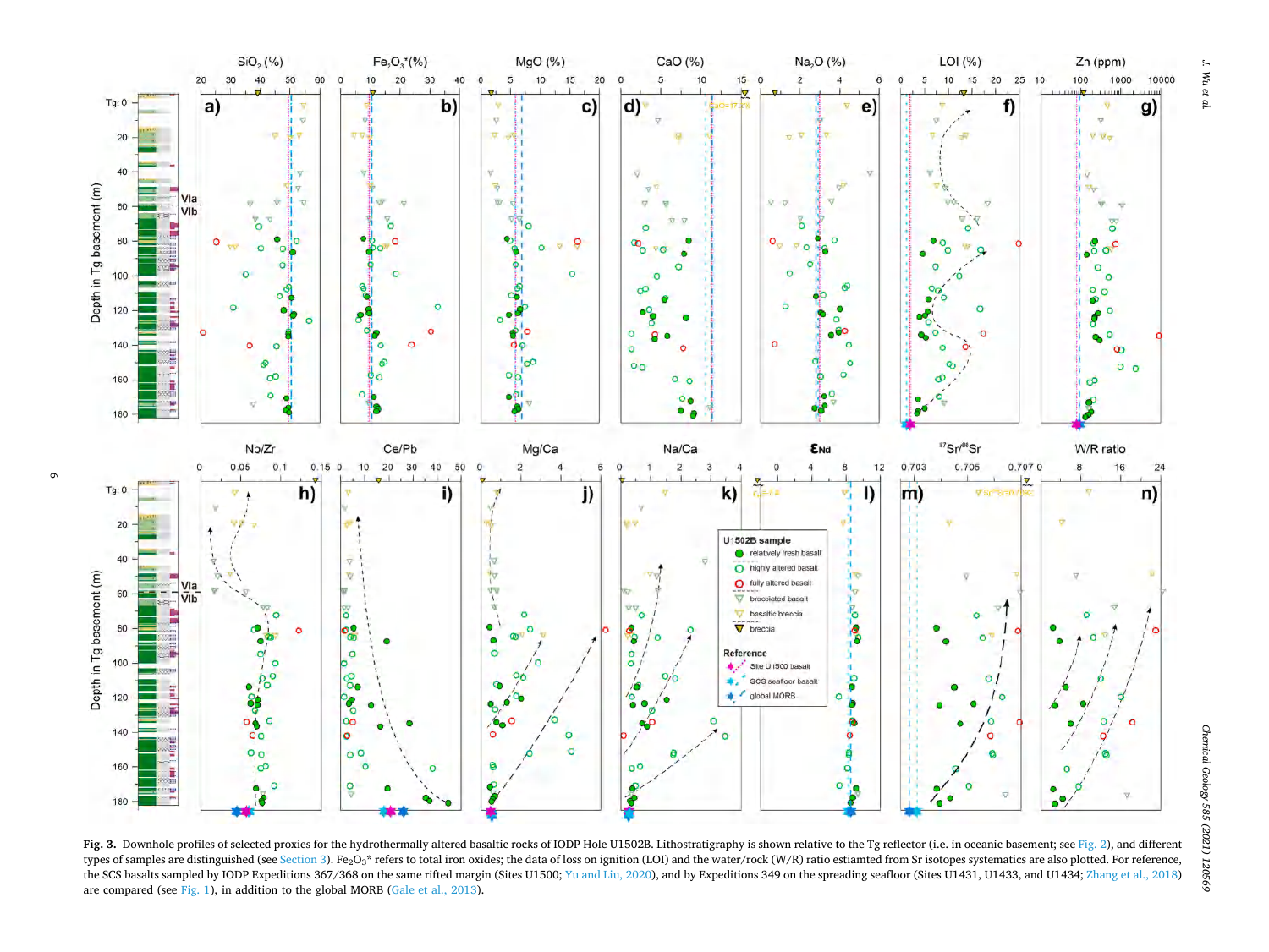**Fig. 3.** Downhole profiles of selected proxies for the hydrothermally altered basaltic rocks of IODP Hole U1502B. Lithostratigraphy is shown relative to the Tg reflector (i.e. in oceanic basement; see Fig. 2), and different types of samples are distinguished (see Section 3). $Fe_2O_3$* refers to total iron oxides; the data of loss on ignition (LOI) and the water/rock (W/R) ratio estiamted from Sr isotopes systematics are also plotted. For reference, the SCS basalts sampled by IODP Expeditions 367/368 on the same rifted margin (Sites U1500; Yu and Liu, 2020), and by Expeditions 349 on the spreading seafloor (Sites U1431, U1433, and U1434; Zhang et al., 2018) are compared (see Fig. 1), in addition to the global MORB (Gale et al., 2013).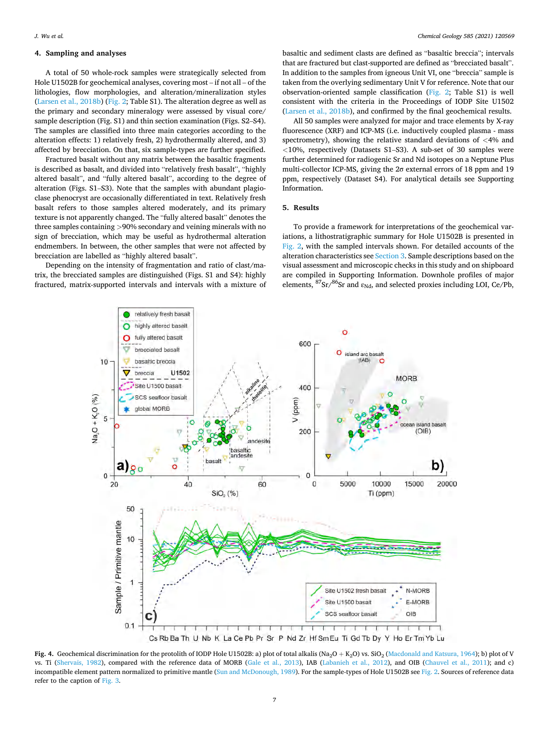## 4. Sampling and analyses

A total of 50 whole-rock samples were strategically selected from Hole U1502B for geochemical analyses, covering most – if not all – of the lithologies, flow morphologies, and alteration/mineralization styles (Larsen et al., 2018b) (Fig. 2; Table S1). The alteration degree as well as the primary and secondary mineralogy were assessed by visual core/sample description (Fig. S1) and thin section examination (Figs. S2–S4). The samples are classified into three main categories according to the alteration effects: 1) relatively fresh, 2) hydrothermally altered, and 3) affected by brecciation. On that, six sample-types are further specified.

Fractured basalt without any matrix between the basaltic fragments is described as basalt, and divided into "relatively fresh basalt", "highly altered basalt", and "fully altered basalt", according to the degree of alteration (Figs. S1–S3). Note that the samples with abundant plagioclase phenocryst are occasionally differentiated in text. Relatively fresh basalt refers to those samples altered moderately, and its primary texture is not apparently changed. The "fully altered basalt" denotes the three samples containing >90% secondary and veining minerals with no sign of brecciation, which may be useful as hydrothermal alteration endmembers. In between, the other samples that were not affected by brecciation are labelled as "highly altered basalt".

Depending on the intensity of fragmentation and ratio of clast/matrix, the brecciated samples are distinguished (Figs. S1 and S4): highly fractured, matrix-supported intervals and intervals with a mixture of basaltic and sediment clasts are defined as "basaltic breccia"; intervals that are fractured but clast-supported are defined as "brecciated basalt". In addition to the samples from igneous Unit VI, one "breccia" sample is taken from the overlying sedimentary Unit V for reference. Note that our observation-oriented sample classification (Fig. 2; Table S1) is well consistent with the criteria in the Proceedings of IODP Site U1502 (Larsen et al., 2018b), and confirmed by the final geochemical results.

All 50 samples were analyzed for major and trace elements by X-ray fluorescence (XRF) and ICP-MS (i.e. inductively coupled plasma - mass spectrometry), showing the relative standard deviations of <4% and <10%, respectively (Datasets S1–S3). A sub-set of 30 samples were further determined for radiogenic Sr and Nd isotopes on a Neptune Plus multi-collector ICP-MS, giving the 2σ external errors of 18 ppm and 19 ppm, respectively (Dataset S4). For analytical details see Supporting Information.

## 5. Results

To provide a framework for interpretations of the geochemical variations, a lithostratigraphic summary for Hole U1502B is presented in Fig. 2, with the sampled intervals shown. For detailed accounts of the alteration characteristics see Section 3. Sample descriptions based on the visual assessment and microscopic checks in this study and on shipboard are compiled in Supporting Information. Downhole profiles of major elements, $^{87}Sr/^{86}Sr$ and $\varepsilon_{Nd}$, and selected proxies including LOI, Ce/Pb,

**Fig. 4.** Geochemical discrimination for the protolith of IODP Hole U1502B: a) plot of total alkalis ($Na_2O + K_2O$) vs. $SiO_2$ (Macdonald and Katsura, 1964); b) plot of V vs. Ti (Shervais, 1982), compared with the reference data of MORB (Gale et al., 2013), IAB (Labanieh et al., 2012), and OIB (Chauvel et al., 2011); and c) incompatible element pattern normalized to primitive mantle (Sun and McDonough, 1989). For the sample-types of Hole U1502B see Fig. 2. Sources of reference data refer to the caption of Fig. 3.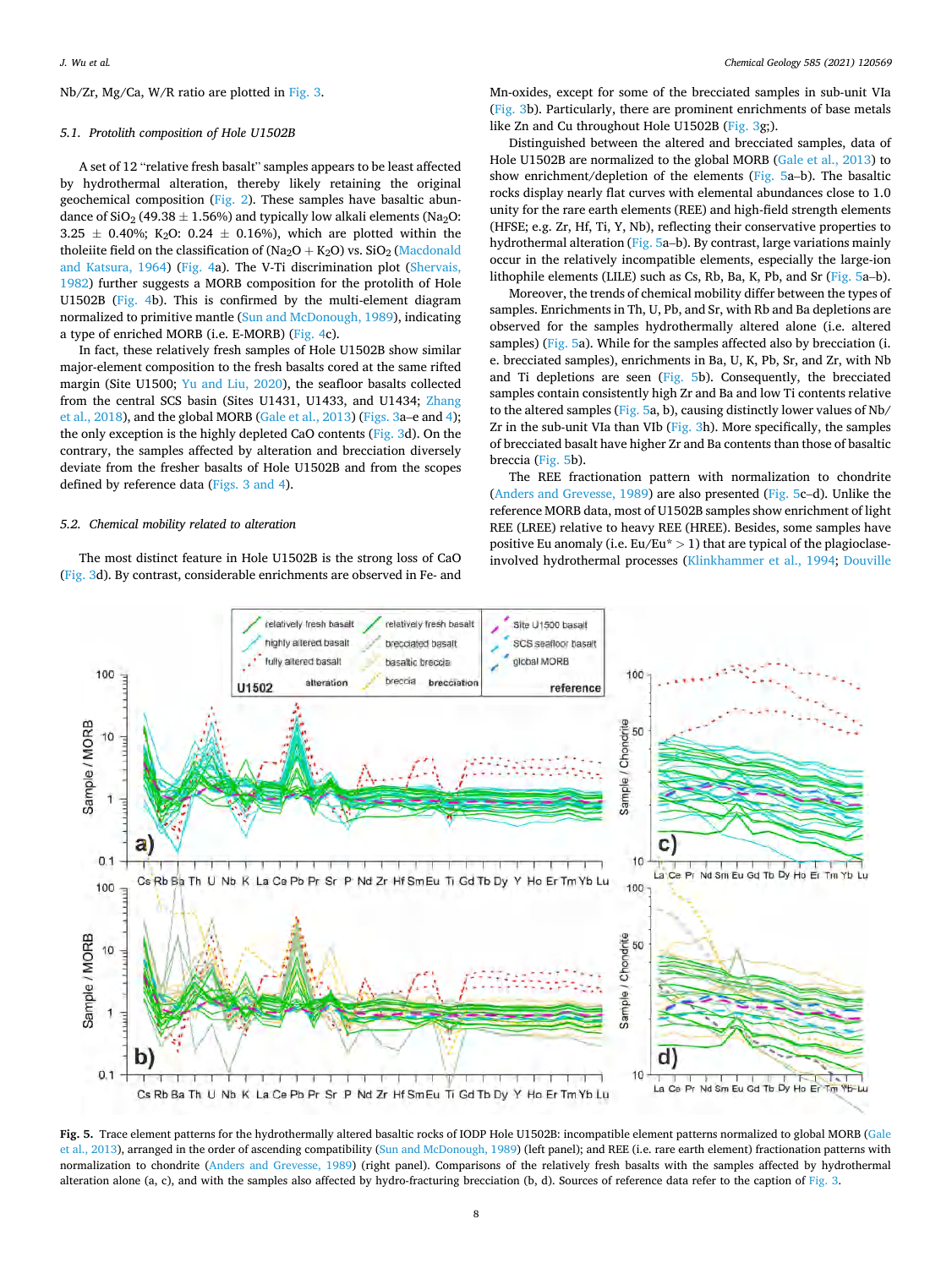Nb/Zr, Mg/Ca, W/R ratio are plotted in Fig. 3.

### 5.1. Protolith composition of Hole U1502B

A set of 12 "relative fresh basalt" samples appears to be least affected by hydrothermal alteration, thereby likely retaining the original geochemical composition (Fig. 2). These samples have basaltic abundance of $SiO_2$ (49.38 ± 1.56%) and typically low alkali elements ($Na_2O$: 3.25 ± 0.40%; $K_2O$: 0.24 ± 0.16%), which are plotted within the tholeiite field on the classification of ($Na_2O + K_2O$) vs. $SiO_2$ (Macdonald and Katsura, 1964) (Fig. 4a). The V-Ti discrimination plot (Shervais, 1982) further suggests a MORB composition for the protolith of Hole U1502B (Fig. 4b). This is confirmed by the multi-element diagram normalized to primitive mantle (Sun and McDonough, 1989), indicating a type of enriched MORB (i.e. E-MORB) (Fig. 4c).

In fact, these relatively fresh samples of Hole U1502B show similar major-element composition to the fresh basalts cored at the same rifted margin (Site U1500; Yu and Liu, 2020), the seafloor basalts collected from the central SCS basin (Sites U1431, U1433, and U1434; Zhang et al., 2018), and the global MORB (Gale et al., 2013) (Figs. 3a–e and 4); the only exception is the highly depleted CaO contents (Fig. 3d). On the contrary, the samples affected by alteration and brecciation diversely deviate from the fresher basalts of Hole U1502B and from the scopes defined by reference data (Figs. 3 and 4).

### 5.2. Chemical mobility related to alteration

The most distinct feature in Hole U1502B is the strong loss of CaO (Fig. 3d). By contrast, considerable enrichments are observed in Fe- and Mn-oxides, except for some of the brecciated samples in sub-unit VIa (Fig. 3b). Particularly, there are prominent enrichments of base metals like Zn and Cu throughout Hole U1502B (Fig. 3g;).

Distinguished between the altered and brecciated samples, data of Hole U1502B are normalized to the global MORB (Gale et al., 2013) to show enrichment/depletion of the elements (Fig. 5a–b). The basaltic rocks display nearly flat curves with elemental abundances close to 1.0 unity for the rare earth elements (REE) and high-field strength elements (HFSE; e.g. Zr, Hf, Ti, Y, Nb), reflecting their conservative properties to hydrothermal alteration (Fig. 5a–b). By contrast, large variations mainly occur in the relatively incompatible elements, especially the large-ion lithophile elements (LILE) such as Cs, Rb, Ba, K, Pb, and Sr (Fig. 5a–b).

Moreover, the trends of chemical mobility differ between the types of samples. Enrichments in Th, U, Pb, and Sr, with Rb and Ba depletions are observed for the samples hydrothermally altered alone (i.e. altered samples) (Fig. 5a). While for the samples affected also by brecciation (i.e. brecciated samples), enrichments in Ba, U, K, Pb, Sr, and Zr, with Nb and Ti depletions are seen (Fig. 5b). Consequently, the brecciated samples contain consistently high Zr and Ba and low Ti contents relative to the altered samples (Fig. 5a, b), causing distinctly lower values of Nb/Zr in the sub-unit VIa than VIb (Fig. 3h). More specifically, the samples of brecciated basalt have higher Zr and Ba contents than those of basaltic breccia (Fig. 5b).

The REE fractionation pattern with normalization to chondrite (Anders and Grevesse, 1989) are also presented (Fig. 5c–d). Unlike the reference MORB data, most of U1502B samples show enrichment of light REE (LREE) relative to heavy REE (HREE). Besides, some samples have positive Eu anomaly (i.e. Eu/Eu* > 1) that are typical of the plagioclase-involved hydrothermal processes (Klinkhammer et al., 1994; Douville

**Fig. 5.** Trace element patterns for the hydrothermally altered basaltic rocks of IODP Hole U1502B: incompatible element patterns normalized to global MORB (Gale et al., 2013), arranged in the order of ascending compatibility (Sun and McDonough, 1989) (left panel); and REE (i.e. rare earth element) fractionation patterns with normalization to chondrite (Anders and Grevesse, 1989) (right panel). Comparisons of the relatively fresh basalts with the samples affected by hydrothermal alteration alone (a, c), and with the samples also affected by hydro-fracturing brecciation (b, d). Sources of reference data refer to the caption of Fig. 3.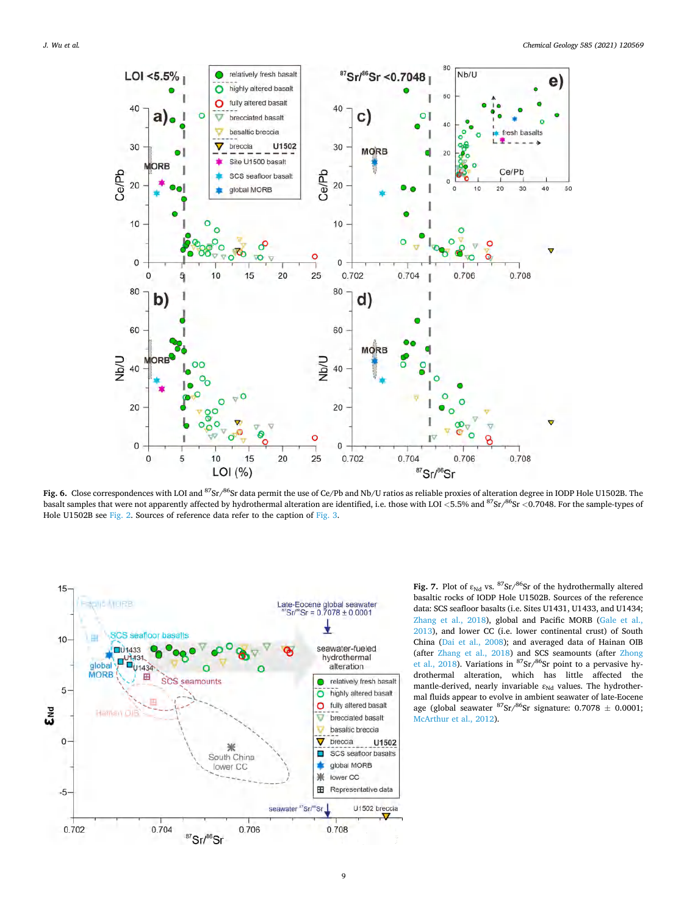**Fig. 6.** Close correspondences with LOI and $^{87}Sr/^{86}Sr$ data permit the use of Ce/Pb and Nb/U ratios as reliable proxies of alteration degree in IODP Hole U1502B. The basalt samples that were not apparently affected by hydrothermal alteration are identified, i.e. those with LOI <5.5% and $^{87}Sr/^{86}Sr$ <0.7048. For the sample-types of Hole U1502B see Fig. 2. Sources of reference data refer to the caption of Fig. 3.

**Fig. 7.** Plot of $\varepsilon_{Nd}$ vs. $^{87}Sr/^{86}Sr$ of the hydrothermally altered basaltic rocks of IODP Hole U1502B. Sources of the reference data: SCS seafloor basalts (i.e. Sites U1431, U1433, and U1434; Zhang et al., 2018), global and Pacific MORB (Gale et al., 2013), and lower CC (i.e. lower continental crust) of South China (Dai et al., 2008); and averaged data of Hainan OIB (after Zhang et al., 2018) and SCS seamounts (after Zhong et al., 2018). Variations in $^{87}Sr/^{86}Sr$ point to a pervasive hydrothermal alteration, which has little affected the mantle-derived, nearly invariable $\varepsilon_{Nd}$ values. The hydrothermal fluids appear to evolve in ambient seawater of late-Eocene age (global seawater $^{87}Sr/^{86}Sr$ signature: 0.7078 ± 0.0001; McArthur et al., 2012).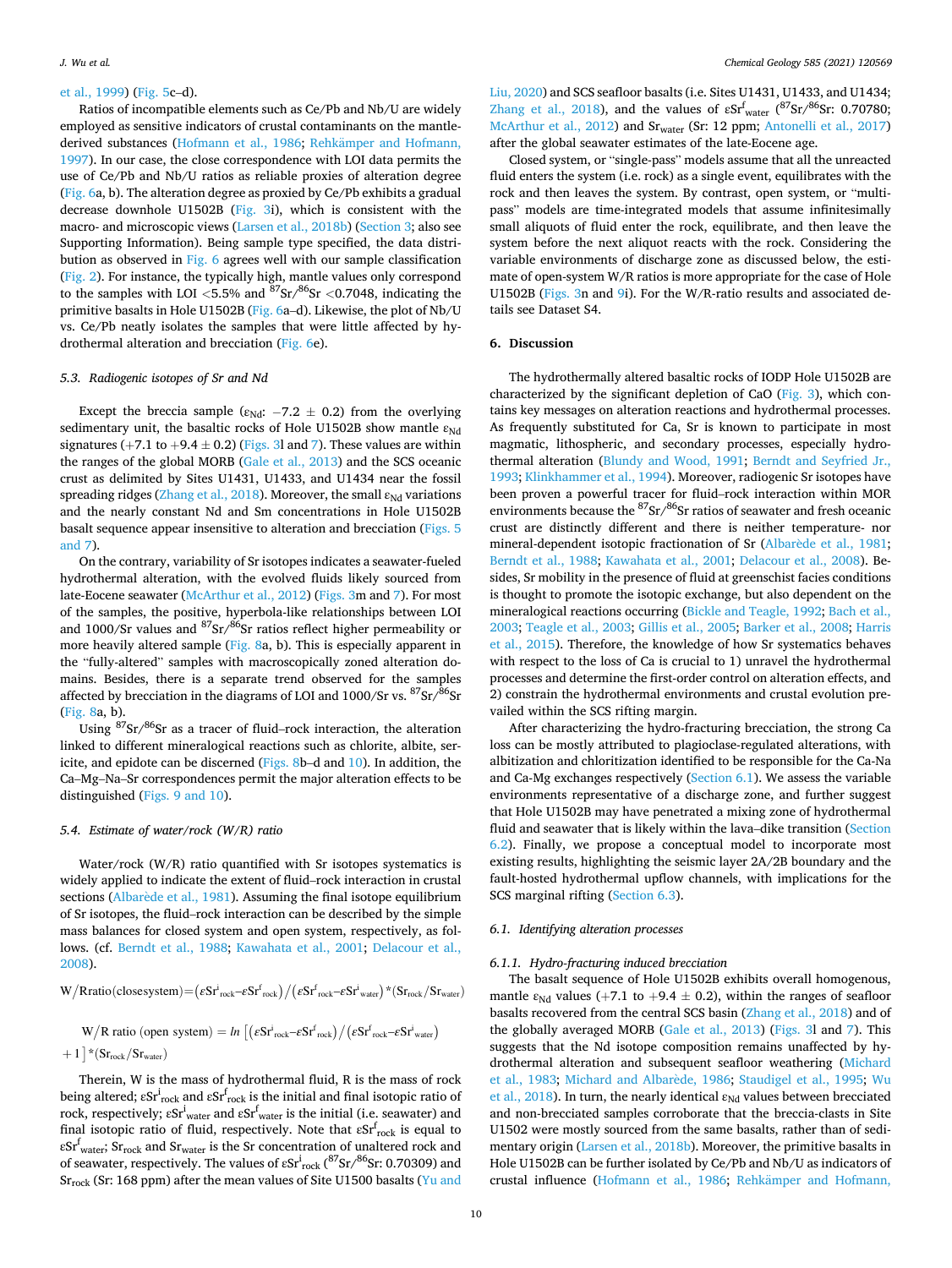et al., 1999) (Fig. 5c–d).

Ratios of incompatible elements such as Ce/Pb and Nb/U are widely employed as sensitive indicators of crustal contaminants on the mantle-derived substances (Hofmann et al., 1986; Rehkämper and Hofmann, 1997). In our case, the close correspondence with LOI data permits the use of Ce/Pb and Nb/U ratios as reliable proxies of alteration degree (Fig. 6a, b). The alteration degree as proxied by Ce/Pb exhibits a gradual decrease downhole U1502B (Fig. 3i), which is consistent with the macro- and microscopic views (Larsen et al., 2018b) (Section 3; also see Supporting Information). Being sample type specified, the data distribution as observed in Fig. 6 agrees well with our sample classification (Fig. 2). For instance, the typically high, mantle values only correspond to the samples with LOI <5.5% and $^{87}Sr/^{86}Sr$ <0.7048, indicating the primitive basalts in Hole U1502B (Fig. 6a–d). Likewise, the plot of Nb/U vs. Ce/Pb neatly isolates the samples that were little affected by hydrothermal alteration and brecciation (Fig. 6e).

### 5.3. Radiogenic isotopes of Sr and Nd

Except the breccia sample ($\varepsilon_{Nd}$: −7.2 ± 0.2) from the overlying sedimentary unit, the basaltic rocks of Hole U1502B show mantle $\varepsilon_{Nd}$ signatures (+7.1 to +9.4 ± 0.2) (Figs. 3l and 7). These values are within the ranges of the global MORB (Gale et al., 2013) and the SCS oceanic crust as delimited by Sites U1431, U1433, and U1434 near the fossil spreading ridges (Zhang et al., 2018). Moreover, the small $\varepsilon_{Nd}$ variations and the nearly constant Nd and Sm concentrations in Hole U1502B basalt sequence appear insensitive to alteration and brecciation (Figs. 5 and 7).

On the contrary, variability of Sr isotopes indicates a seawater-fueled hydrothermal alteration, with the evolved fluids likely sourced from late-Eocene seawater (McArthur et al., 2012) (Figs. 3m and 7). For most of the samples, the positive, hyperbola-like relationships between LOI and 1000/Sr values and $^{87}Sr/^{86}Sr$ ratios reflect higher permeability or more heavily altered sample (Fig. 8a, b). This is especially apparent in the "fully-altered" samples with macroscopically zoned alteration domains. Besides, there is a separate trend observed for the samples affected by brecciation in the diagrams of LOI and 1000/Sr vs. $^{87}Sr/^{86}Sr$ (Fig. 8a, b).

Using $^{87}Sr/^{86}Sr$ as a tracer of fluid–rock interaction, the alteration linked to different mineralogical reactions such as chlorite, albite, sericite, and epidote can be discerned (Figs. 8b–d and 10). In addition, the Ca–Mg–Na–Sr correspondences permit the major alteration effects to be distinguished (Figs. 9 and 10).

### 5.4. Estimate of water/rock (W/R) ratio

Water/rock (W/R) ratio quantified with Sr isotopes systematics is widely applied to indicate the extent of fluid–rock interaction in crustal sections (Albarède et al., 1981). Assuming the final isotope equilibrium of Sr isotopes, the fluid–rock interaction can be described by the simple mass balances for closed system and open system, respectively, as follows. (cf. Berndt et al., 1988; Kawahata et al., 2001; Delacour et al., 2008).

$$\text{W/R ratio (close system)} = \left(\varepsilon Sr^{i}_{rock} - \varepsilon Sr^{f}_{rock}\right) / \left(\varepsilon Sr^{f}_{rock} - \varepsilon Sr^{i}_{water}\right) * \left(Sr_{rock}/Sr_{water}\right)$$

$$\text{W/R ratio (open system)} = ln\left[\left(\varepsilon Sr^{i}_{rock} - \varepsilon Sr^{f}_{rock}\right) / \left(\varepsilon Sr^{f}_{rock} - \varepsilon Sr^{i}_{water}\right) + 1\right] * \left(Sr_{rock}/Sr_{water}\right)$$

Therein, W is the mass of hydrothermal fluid, R is the mass of rock being altered; $\varepsilon Sr^{i}_{rock}$ and $\varepsilon Sr^{f}_{rock}$ is the initial and final isotopic ratio of rock, respectively; $\varepsilon Sr^{i}_{water}$ and $\varepsilon Sr^{f}_{water}$ is the initial (i.e. seawater) and final isotopic ratio of fluid, respectively. Note that $\varepsilon Sr^{f}_{rock}$ is equal to $\varepsilon Sr^{f}_{water}$; $Sr_{rock}$ and $Sr_{water}$ is the Sr concentration of unaltered rock and of seawater, respectively. The values of $\varepsilon Sr^{i}_{rock}$ ($^{87}Sr/^{86}Sr$: 0.70309) and $Sr_{rock}$ (Sr: 168 ppm) after the mean values of Site U1500 basalts (Yu and Liu, 2020) and SCS seafloor basalts (i.e. Sites U1431, U1433, and U1434; Zhang et al., 2018), and the values of $\varepsilon Sr^{f}_{water}$ ($^{87}Sr/^{86}Sr$: 0.70780; McArthur et al., 2012) and $Sr_{water}$ (Sr: 12 ppm; Antonelli et al., 2017) after the global seawater estimates of the late-Eocene age.

Closed system, or "single-pass" models assume that all the unreacted fluid enters the system (i.e. rock) as a single event, equilibrates with the rock and then leaves the system. By contrast, open system, or "multi-pass" models are time-integrated models that assume infinitesimally small aliquots of fluid enter the rock, equilibrate, and then leave the system before the next aliquot reacts with the rock. Considering the variable environments of discharge zone as discussed below, the estimate of open-system W/R ratios is more appropriate for the case of Hole U1502B (Figs. 3n and 9i). For the W/R-ratio results and associated details see Dataset S4.

## 6. Discussion

The hydrothermally altered basaltic rocks of IODP Hole U1502B are characterized by the significant depletion of CaO (Fig. 3), which contains key messages on alteration reactions and hydrothermal processes. As frequently substituted for Ca, Sr is known to participate in most magmatic, lithospheric, and secondary processes, especially hydrothermal alteration (Blundy and Wood, 1991; Berndt and Seyfried Jr., 1993; Klinkhammer et al., 1994). Moreover, radiogenic Sr isotopes have been proven a powerful tracer for fluid–rock interaction within MOR environments because the $^{87}Sr/^{86}Sr$ ratios of seawater and fresh oceanic crust are distinctly different and there is neither temperature- nor mineral-dependent isotopic fractionation of Sr (Albarède et al., 1981; Berndt et al., 1988; Kawahata et al., 2001; Delacour et al., 2008). Besides, Sr mobility in the presence of fluid at greenschist facies conditions is thought to promote the isotopic exchange, but also dependent on the mineralogical reactions occurring (Bickle and Teagle, 1992; Bach et al., 2003; Teagle et al., 2003; Gillis et al., 2005; Barker et al., 2008; Harris et al., 2015). Therefore, the knowledge of how Sr systematics behaves with respect to the loss of Ca is crucial to 1) unravel the hydrothermal processes and determine the first-order control on alteration effects, and 2) constrain the hydrothermal environments and crustal evolution prevailed within the SCS rifting margin.

After characterizing the hydro-fracturing brecciation, the strong Ca loss can be mostly attributed to plagioclase-regulated alterations, with albitization and chloritization identified to be responsible for the Ca-Na and Ca-Mg exchanges respectively (Section 6.1). We assess the variable environments representative of a discharge zone, and further suggest that Hole U1502B may have penetrated a mixing zone of hydrothermal fluid and seawater that is likely within the lava–dike transition (Section 6.2). Finally, we propose a conceptual model to incorporate most existing results, highlighting the seismic layer 2A/2B boundary and the fault-hosted hydrothermal upflow channels, with implications for the SCS marginal rifting (Section 6.3).

### 6.1. Identifying alteration processes

#### 6.1.1. Hydro-fracturing induced brecciation

The basalt sequence of Hole U1502B exhibits overall homogenous, mantle $\varepsilon_{Nd}$ values (+7.1 to +9.4 ± 0.2), within the ranges of seafloor basalts recovered from the central SCS basin (Zhang et al., 2018) and of the globally averaged MORB (Gale et al., 2013) (Figs. 3l and 7). This suggests that the Nd isotope composition remains unaffected by hydrothermal alteration and subsequent seafloor weathering (Michard et al., 1983; Michard and Albarède, 1986; Staudigel et al., 1995; Wu et al., 2018). In turn, the nearly identical $\varepsilon_{Nd}$ values between brecciated and non-brecciated samples corroborate that the breccia-clasts in Site U1502 were mostly sourced from the same basalts, rather than of sedimentary origin (Larsen et al., 2018b). Moreover, the primitive basalts in Hole U1502B can be further isolated by Ce/Pb and Nb/U as indicators of crustal influence (Hofmann et al., 1986; Rehkämper and Hofmann,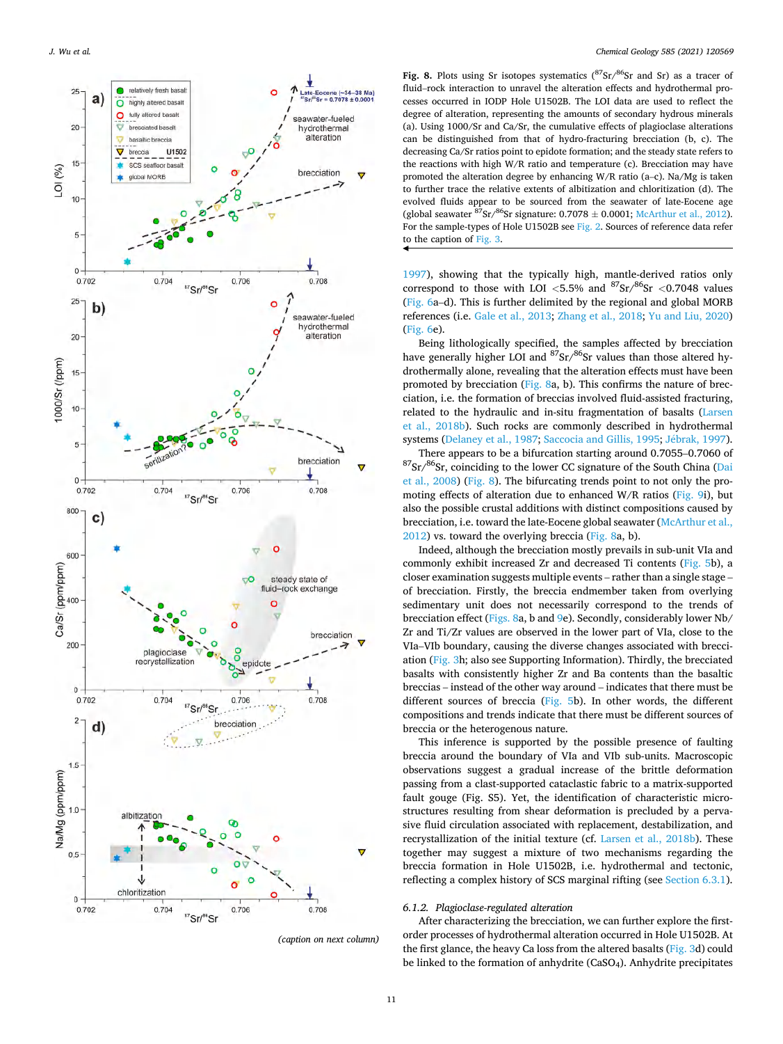**Fig. 8.** Plots using Sr isotopes systematics ($^{87}Sr/^{86}Sr$ and Sr) as a tracer of fluid–rock interaction to unravel the alteration effects and hydrothermal processes occurred in IODP Hole U1502B. The LOI data are used to reflect the degree of alteration, representing the amounts of secondary hydrous minerals (a). Using 1000/Sr and Ca/Sr, the cumulative effects of plagioclase alterations can be distinguished from that of hydro-fracturing brecciation (b, c). The decreasing Ca/Sr ratios point to epidote formation; and the steady state refers to the reactions with high W/R ratio and temperature (c). Brecciation may have promoted the alteration degree by enhancing W/R ratio (a–c). Na/Mg is taken to further trace the relative extents of albitization and chloritization (d). The evolved fluids appear to be sourced from the seawater of late-Eocene age (global seawater $^{87}Sr/^{86}Sr$ signature: 0.7078 ± 0.0001; McArthur et al., 2012). For the sample-types of Hole U1502B see Fig. 2. Sources of reference data refer to the caption of Fig. 3.

1997), showing that the typically high, mantle-derived ratios only correspond to those with LOI <5.5% and $^{87}Sr/^{86}Sr$ <0.7048 values (Fig. 6a–d). This is further delimited by the regional and global MORB references (i.e. Gale et al., 2013; Zhang et al., 2018; Yu and Liu, 2020) (Fig. 6e).

Being lithologically specified, the samples affected by brecciation have generally higher LOI and $^{87}Sr/^{86}Sr$ values than those altered hydrothermally alone, revealing that the alteration effects must have been promoted by brecciation (Fig. 8a, b). This confirms the nature of brecciation, i.e. the formation of breccias involved fluid-assisted fracturing, related to the hydraulic and in-situ fragmentation of basalts (Larsen et al., 2018b). Such rocks are commonly described in hydrothermal systems (Delaney et al., 1987; Saccocia and Gillis, 1995; Jébrak, 1997).

There appears to be a bifurcation starting around 0.7055–0.7060 of $^{87}Sr/^{86}Sr$, coinciding to the lower CC signature of the South China (Dai et al., 2008) (Fig. 8). The bifurcating trends point to not only the promoting effects of alteration due to enhanced W/R ratios (Fig. 9i), but also the possible crustal additions with distinct compositions caused by brecciation, i.e. toward the late-Eocene global seawater (McArthur et al., 2012) vs. toward the overlying breccia (Fig. 8a, b).

Indeed, although the brecciation mostly prevails in sub-unit VIa and commonly exhibit increased Zr and decreased Ti contents (Fig. 5b), a closer examination suggests multiple events – rather than a single stage – of brecciation. Firstly, the breccia endmember taken from overlying sedimentary unit does not necessarily correspond to the trends of brecciation effect (Figs. 8a, b and 9e). Secondly, considerably lower Nb/Zr and Ti/Zr values are observed in the lower part of VIa, close to the VIa–VIb boundary, causing the diverse changes associated with brecciation (Fig. 3h; also see Supporting Information). Thirdly, the brecciated basalts with consistently higher Zr and Ba contents than the basaltic breccias – instead of the other way around – indicates that there must be different sources of breccia (Fig. 5b). In other words, the different compositions and trends indicate that there must be different sources of breccia or the heterogenous nature.

This inference is supported by the possible presence of faulting breccia around the boundary of VIa and VIb sub-units. Macroscopic observations suggest a gradual increase of the brittle deformation passing from a clast-supported cataclastic fabric to a matrix-supported fault gouge (Fig. S5). Yet, the identification of characteristic microstructures resulting from shear deformation is precluded by a pervasive fluid circulation associated with replacement, destabilization, and recrystallization of the initial texture (cf. Larsen et al., 2018b). These together may suggest a mixture of two mechanisms regarding the breccia formation in Hole U1502B, i.e. hydrothermal and tectonic, reflecting a complex history of SCS marginal rifting (see Section 6.3.1).

#### 6.1.2. Plagioclase-regulated alteration

After characterizing the brecciation, we can further explore the first-order processes of hydrothermal alteration occurred in Hole U1502B. At the first glance, the heavy Ca loss from the altered basalts (Fig. 3d) could be linked to the formation of anhydrite ($CaSO_4$). Anhydrite precipitates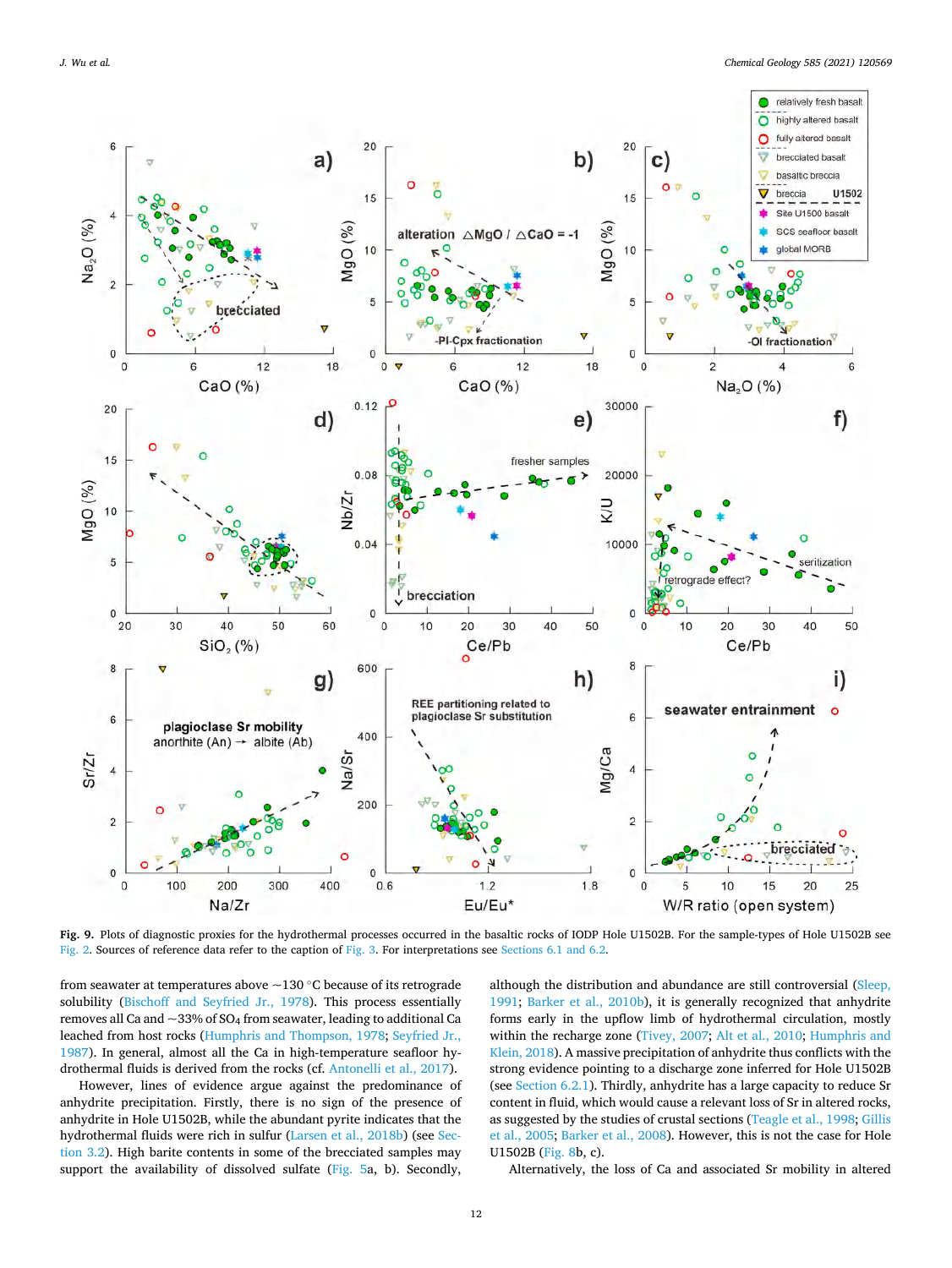**Fig. 9.** Plots of diagnostic proxies for the hydrothermal processes occurred in the basaltic rocks of IODP Hole U1502B. For the sample-types of Hole U1502B see Fig. 2. Sources of reference data refer to the caption of Fig. 3. For interpretations see Sections 6.1 and 6.2.

from seawater at temperatures above ~130 °C because of its retrograde solubility (Bischoff and Seyfried Jr., 1978). This process essentially removes all Ca and ~33% of $SO_4$ from seawater, leading to additional Ca leached from host rocks (Humphris and Thompson, 1978; Seyfried Jr., 1987). In general, almost all the Ca in high-temperature seafloor hydrothermal fluids is derived from the rocks (cf. Antonelli et al., 2017).

However, lines of evidence argue against the predominance of anhydrite precipitation. Firstly, there is no sign of the presence of anhydrite in Hole U1502B, while the abundant pyrite indicates that the hydrothermal fluids were rich in sulfur (Larsen et al., 2018b) (see Section 3.2). High barite contents in some of the brecciated samples may support the availability of dissolved sulfate (Fig. 5a, b). Secondly, although the distribution and abundance are still controversial (Sleep, 1991; Barker et al., 2010b), it is generally recognized that anhydrite forms early in the upflow limb of hydrothermal circulation, mostly within the recharge zone (Tivey, 2007; Alt et al., 2010; Humphris and Klein, 2018). A massive precipitation of anhydrite thus conflicts with the strong evidence pointing to a discharge zone inferred for Hole U1502B (see Section 6.2.1). Thirdly, anhydrite has a large capacity to reduce Sr content in fluid, which would cause a relevant loss of Sr in altered rocks, as suggested by the studies of crustal sections (Teagle et al., 1998; Gillis et al., 2005; Barker et al., 2008). However, this is not the case for Hole U1502B (Fig. 8b, c).

Alternatively, the loss of Ca and associated Sr mobility in altered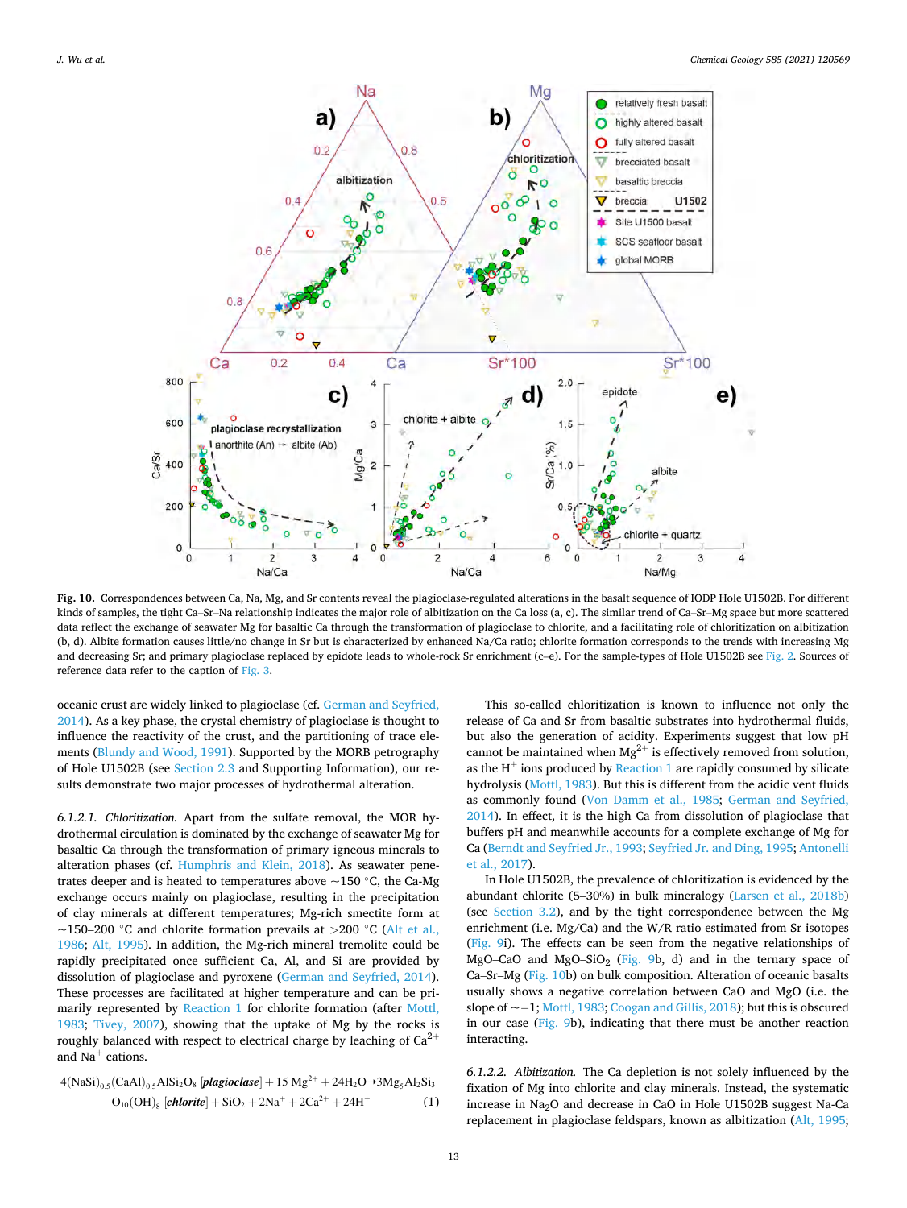**Fig. 10.** Correspondences between Ca, Na, Mg, and Sr contents reveal the plagioclase-regulated alterations in the basalt sequence of IODP Hole U1502B. For different kinds of samples, the tight Ca–Sr–Na relationship indicates the major role of albitization on the Ca loss (a, c). The similar trend of Ca–Sr–Mg space but more scattered data reflect the exchange of seawater Mg for basaltic Ca through the transformation of plagioclase to chlorite, and a facilitating role of chloritization on albitization (b, d). Albite formation causes little/no change in Sr but is characterized by enhanced Na/Ca ratio; chlorite formation corresponds to the trends with increasing Mg and decreasing Sr; and primary plagioclase replaced by epidote leads to whole-rock Sr enrichment (c–e). For the sample-types of Hole U1502B see Fig. 2. Sources of reference data refer to the caption of Fig. 3.

oceanic crust are widely linked to plagioclase (cf. German and Seyfried, 2014). As a key phase, the crystal chemistry of plagioclase is thought to influence the reactivity of the crust, and the partitioning of trace elements (Blundy and Wood, 1991). Supported by the MORB petrography of Hole U1502B (see Section 2.3 and Supporting Information), our results demonstrate two major processes of hydrothermal alteration.

*6.1.2.1. Chloritization.* Apart from the sulfate removal, the MOR hydrothermal circulation is dominated by the exchange of seawater Mg for basaltic Ca through the transformation of primary igneous minerals to alteration phases (cf. Humphris and Klein, 2018). As seawater penetrates deeper and is heated to temperatures above ~150 °C, the Ca-Mg exchange occurs mainly on plagioclase, resulting in the precipitation of clay minerals at different temperatures; Mg-rich smectite form at ~150–200 °C and chlorite formation prevails at >200 °C (Alt et al., 1986; Alt, 1995). In addition, the Mg-rich mineral tremolite could be rapidly precipitated once sufficient Ca, Al, and Si are provided by dissolution of plagioclase and pyroxene (German and Seyfried, 2014). These processes are facilitated at higher temperature and can be primarily represented by Reaction 1 for chlorite formation (after Mottl, 1983; Tivey, 2007), showing that the uptake of Mg by the rocks is roughly balanced with respect to electrical charge by leaching of $Ca^{2+}$ and $Na^{+}$ cations.

$$4(NaSi)_{0.5}(CaAl)_{0.5}AlSi_2O_8\ [\textbf{\textit{plagioclase}}] + 15\ Mg^{2+} + 24H_2O \rightarrow 3Mg_5Al_2Si_3O_{10}(OH)_8\ [\textbf{\textit{chlorite}}] + SiO_2 + 2Na^{+} + 2Ca^{2+} + 24H^{+} \quad (1)$$

This so-called chloritization is known to influence not only the release of Ca and Sr from basaltic substrates into hydrothermal fluids, but also the generation of acidity. Experiments suggest that low pH cannot be maintained when $Mg^{2+}$ is effectively removed from solution, as the $H^{+}$ ions produced by Reaction 1 are rapidly consumed by silicate hydrolysis (Mottl, 1983). But this is different from the acidic vent fluids as commonly found (Von Damm et al., 1985; German and Seyfried, 2014). In effect, it is the high Ca from dissolution of plagioclase that buffers pH and meanwhile accounts for a complete exchange of Mg for Ca (Berndt and Seyfried Jr., 1993; Seyfried Jr. and Ding, 1995; Antonelli et al., 2017).

In Hole U1502B, the prevalence of chloritization is evidenced by the abundant chlorite (5–30%) in bulk mineralogy (Larsen et al., 2018b) (see Section 3.2), and by the tight correspondence between the Mg enrichment (i.e. Mg/Ca) and the W/R ratio estimated from Sr isotopes (Fig. 9i). The effects can be seen from the negative relationships of MgO–CaO and MgO–$SiO_2$ (Fig. 9b, d) and in the ternary space of Ca–Sr–Mg (Fig. 10b) on bulk composition. Alteration of oceanic basalts usually shows a negative correlation between CaO and MgO (i.e. the slope of ~−1; Mottl, 1983; Coogan and Gillis, 2018); but this is obscured in our case (Fig. 9b), indicating that there must be another reaction interacting.

*6.1.2.2. Albitization.* The Ca depletion is not solely influenced by the fixation of Mg into chlorite and clay minerals. Instead, the systematic increase in $Na_2O$ and decrease in CaO in Hole U1502B suggest Na-Ca replacement in plagioclase feldspars, known as albitization (Alt, 1995;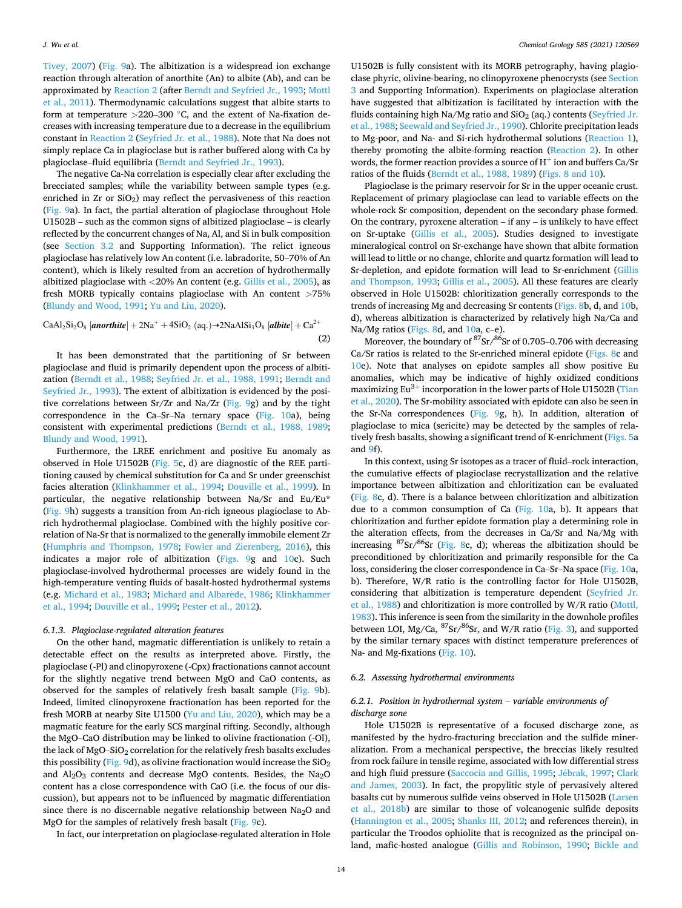Tivey, 2007) (Fig. 9a). The albitization is a widespread ion exchange reaction through alteration of anorthite (An) to albite (Ab), and can be approximated by Reaction 2 (after Berndt and Seyfried Jr., 1993; Mottl et al., 2011). Thermodynamic calculations suggest that albite starts to form at temperature >220–300 °C, and the extent of Na-fixation decreases with increasing temperature due to a decrease in the equilibrium constant in Reaction 2 (Seyfried Jr. et al., 1988). Note that Na does not simply replace Ca in plagioclase but is rather buffered along with Ca by plagioclase–fluid equilibria (Berndt and Seyfried Jr., 1993).

The negative Ca-Na correlation is especially clear after excluding the brecciated samples; while the variability between sample types (e.g. enriched in Zr or $SiO_2$) may reflect the pervasiveness of this reaction (Fig. 9a). In fact, the partial alteration of plagioclase throughout Hole U1502B – such as the common signs of albitized plagioclase – is clearly reflected by the concurrent changes of Na, Al, and Si in bulk composition (see Section 3.2 and Supporting Information). The relict igneous plagioclase has relatively low An content (i.e. labradorite, 50–70% of An content), which is likely resulted from an accretion of hydrothermally albitized plagioclase with <20% An content (e.g. Gillis et al., 2005), as fresh MORB typically contains plagioclase with An content >75% (Blundy and Wood, 1991; Yu and Liu, 2020).

$$CaAl_2Si_2O_8\ [\textit{anorthite}] + 2Na^+ + 4SiO_2\ (aq.) \rightarrow 2NaAlSi_3O_8\ [\textit{albite}] + Ca^{2+} \tag{2}$$

It has been demonstrated that the partitioning of Sr between plagioclase and fluid is primarily dependent upon the process of albitization (Berndt et al., 1988; Seyfried Jr. et al., 1988, 1991; Berndt and Seyfried Jr., 1993). The extent of albitization is evidenced by the positive correlations between Sr/Zr and Na/Zr (Fig. 9g) and by the tight correspondence in the Ca–Sr–Na ternary space (Fig. 10a), being consistent with experimental predictions (Berndt et al., 1988, 1989; Blundy and Wood, 1991).

Furthermore, the LREE enrichment and positive Eu anomaly as observed in Hole U1502B (Fig. 5c, d) are diagnostic of the REE partitioning caused by chemical substitution for Ca and Sr under greenschist facies alteration (Klinkhammer et al., 1994; Douville et al., 1999). In particular, the negative relationship between Na/Sr and Eu/Eu* (Fig. 9h) suggests a transition from An-rich igneous plagioclase to Ab-rich hydrothermal plagioclase. Combined with the highly positive correlation of Na-Sr that is normalized to the generally immobile element Zr (Humphris and Thompson, 1978; Fowler and Zierenberg, 2016), this indicates a major role of albitization (Figs. 9g and 10c). Such plagioclase-involved hydrothermal processes are widely found in the high-temperature venting fluids of basalt-hosted hydrothermal systems (e.g. Michard et al., 1983; Michard and Albarède, 1986; Klinkhammer et al., 1994; Douville et al., 1999; Pester et al., 2012).

#### 6.1.3. Plagioclase-regulated alteration features

On the other hand, magmatic differentiation is unlikely to retain a detectable effect on the results as interpreted above. Firstly, the plagioclase (-Pl) and clinopyroxene (-Cpx) fractionations cannot account for the slightly negative trend between MgO and CaO contents, as observed for the samples of relatively fresh basalt sample (Fig. 9b). Indeed, limited clinopyroxene fractionation has been reported for the fresh MORB at nearby Site U1500 (Yu and Liu, 2020), which may be a magmatic feature for the early SCS marginal rifting. Secondly, although the MgO–CaO distribution may be linked to olivine fractionation (-Ol), the lack of MgO–$SiO_2$ correlation for the relatively fresh basalts excludes this possibility (Fig. 9d), as olivine fractionation would increase the $SiO_2$ and $Al_2O_3$ contents and decrease MgO contents. Besides, the $Na_2O$ content has a close correspondence with CaO (i.e. the focus of our discussion), but appears not to be influenced by magmatic differentiation since there is no discernable negative relationship between $Na_2O$ and MgO for the samples of relatively fresh basalt (Fig. 9c).

In fact, our interpretation on plagioclase-regulated alteration in Hole U1502B is fully consistent with its MORB petrography, having plagioclase phyric, olivine-bearing, no clinopyroxene phenocrysts (see Section 3 and Supporting Information). Experiments on plagioclase alteration have suggested that albitization is facilitated by interaction with the fluids containing high Na/Mg ratio and $SiO_2$ (aq.) contents (Seyfried Jr. et al., 1988; Seewald and Seyfried Jr., 1990). Chlorite precipitation leads to Mg-poor, and Na- and Si-rich hydrothermal solutions (Reaction 1), thereby promoting the albite-forming reaction (Reaction 2). In other words, the former reaction provides a source of $H^+$ ion and buffers Ca/Sr ratios of the fluids (Berndt et al., 1988, 1989) (Figs. 8 and 10).

Plagioclase is the primary reservoir for Sr in the upper oceanic crust. Replacement of primary plagioclase can lead to variable effects on the whole-rock Sr composition, dependent on the secondary phase formed. On the contrary, pyroxene alteration – if any – is unlikely to have effect on Sr-uptake (Gillis et al., 2005). Studies designed to investigate mineralogical control on Sr-exchange have shown that albite formation will lead to little or no change, chlorite and quartz formation will lead to Sr-depletion, and epidote formation will lead to Sr-enrichment (Gillis and Thompson, 1993; Gillis et al., 2005). All these features are clearly observed in Hole U1502B: chloritization generally corresponds to the trends of increasing Mg and decreasing Sr contents (Figs. 8b, d, and 10b, d), whereas albitization is characterized by relatively high Na/Ca and Na/Mg ratios (Figs. 8d, and 10a, c–e).

Moreover, the boundary of $^{87}Sr/^{86}Sr$ of 0.705–0.706 with decreasing Ca/Sr ratios is related to the Sr-enriched mineral epidote (Figs. 8c and 10e). Note that analyses on epidote samples all show positive Eu anomalies, which may be indicative of highly oxidized conditions maximizing $Eu^{3+}$ incorporation in the lower parts of Hole U1502B (Tian et al., 2020). The Sr-mobility associated with epidote can also be seen in the Sr-Na correspondences (Fig. 9g, h). In addition, alteration of plagioclase to mica (sericite) may be detected by the samples of relatively fresh basalts, showing a significant trend of K-enrichment (Figs. 5a and 9f).

In this context, using Sr isotopes as a tracer of fluid–rock interaction, the cumulative effects of plagioclase recrystallization and the relative importance between albitization and chloritization can be evaluated (Fig. 8c, d). There is a balance between chloritization and albitization due to a common consumption of Ca (Fig. 10a, b). It appears that chloritization and further epidote formation play a determining role in the alteration effects, from the decreases in Ca/Sr and Na/Mg with increasing $^{87}Sr/^{86}Sr$ (Fig. 8c, d); whereas the albitization should be preconditioned by chloritization and primarily responsible for the Ca loss, considering the closer correspondence in Ca–Sr–Na space (Fig. 10a, b). Therefore, W/R ratio is the controlling factor for Hole U1502B, considering that albitization is temperature dependent (Seyfried Jr. et al., 1988) and chloritization is more controlled by W/R ratio (Mottl, 1983). This inference is seen from the similarity in the downhole profiles between LOI, Mg/Ca, $^{87}Sr/^{86}Sr$, and W/R ratio (Fig. 3), and supported by the similar ternary spaces with distinct temperature preferences of Na- and Mg-fixations (Fig. 10).

### 6.2. Assessing hydrothermal environments

#### 6.2.1. Position in hydrothermal system – variable environments of discharge zone

Hole U1502B is representative of a focused discharge zone, as manifested by the hydro-fracturing brecciation and the sulfide mineralization. From a mechanical perspective, the breccias likely resulted from rock failure in tensile regime, associated with low differential stress and high fluid pressure (Saccocia and Gillis, 1995; Jébrak, 1997; Clark and James, 2003). In fact, the propylitic style of pervasively altered basalts cut by numerous sulfide veins observed in Hole U1502B (Larsen et al., 2018b) are similar to those of volcanogenic sulfide deposits (Hannington et al., 2005; Shanks III, 2012; and references therein), in particular the Troodos ophiolite that is recognized as the principal on-land, mafic-hosted analogue (Gillis and Robinson, 1990; Bickle and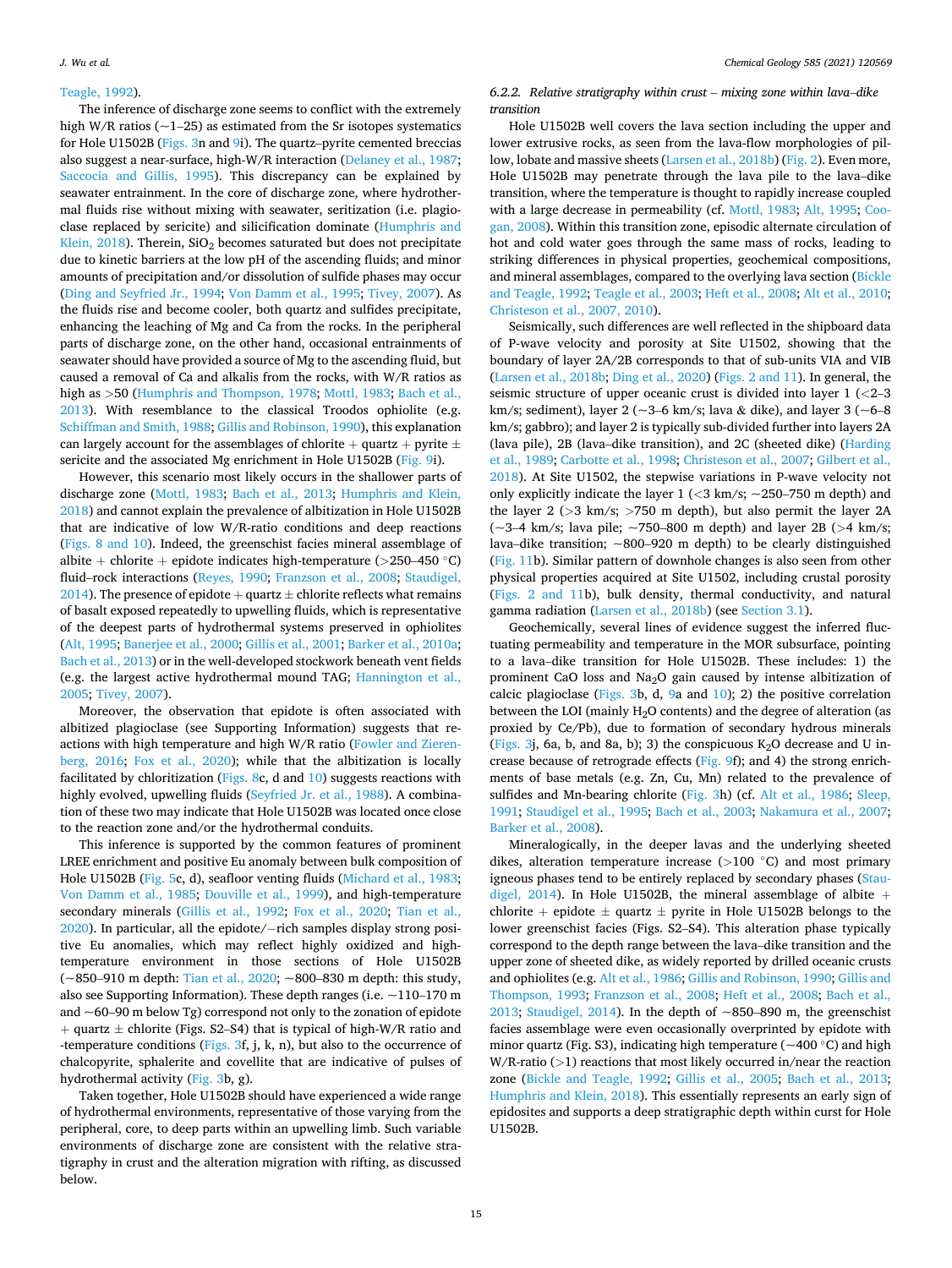Teagle, 1992).

The inference of discharge zone seems to conflict with the extremely high W/R ratios (~1–25) as estimated from the Sr isotopes systematics for Hole U1502B (Figs. 3n and 9i). The quartz–pyrite cemented breccias also suggest a near-surface, high-W/R interaction (Delaney et al., 1987; Saccocia and Gillis, 1995). This discrepancy can be explained by seawater entrainment. In the core of discharge zone, where hydrothermal fluids rise without mixing with seawater, seritization (i.e. plagioclase replaced by sericite) and silicification dominate (Humphris and Klein, 2018). Therein, $SiO_2$ becomes saturated but does not precipitate due to kinetic barriers at the low pH of the ascending fluids; and minor amounts of precipitation and/or dissolution of sulfide phases may occur (Ding and Seyfried Jr., 1994; Von Damm et al., 1995; Tivey, 2007). As the fluids rise and become cooler, both quartz and sulfides precipitate, enhancing the leaching of Mg and Ca from the rocks. In the peripheral parts of discharge zone, on the other hand, occasional entrainments of seawater should have provided a source of Mg to the ascending fluid, but caused a removal of Ca and alkalis from the rocks, with W/R ratios as high as >50 (Humphris and Thompson, 1978; Mottl, 1983; Bach et al., 2013). With resemblance to the classical Troodos ophiolite (e.g. Schiffman and Smith, 1988; Gillis and Robinson, 1990), this explanation can largely account for the assemblages of chlorite + quartz + pyrite ± sericite and the associated Mg enrichment in Hole U1502B (Fig. 9i).

However, this scenario most likely occurs in the shallower parts of discharge zone (Mottl, 1983; Bach et al., 2013; Humphris and Klein, 2018) and cannot explain the prevalence of albitization in Hole U1502B that are indicative of low W/R-ratio conditions and deep reactions (Figs. 8 and 10). Indeed, the greenschist facies mineral assemblage of albite + chlorite + epidote indicates high-temperature (>250–450 °C) fluid–rock interactions (Reyes, 1990; Franzson et al., 2008; Staudigel, 2014). The presence of epidote + quartz ± chlorite reflects what remains of basalt exposed repeatedly to upwelling fluids, which is representative of the deepest parts of hydrothermal systems preserved in ophiolites (Alt, 1995; Banerjee et al., 2000; Gillis et al., 2001; Barker et al., 2010a; Bach et al., 2013) or in the well-developed stockwork beneath vent fields (e.g. the largest active hydrothermal mound TAG; Hannington et al., 2005; Tivey, 2007).

Moreover, the observation that epidote is often associated with albitized plagioclase (see Supporting Information) suggests that reactions with high temperature and high W/R ratio (Fowler and Zierenberg, 2016; Fox et al., 2020); while that the albitization is locally facilitated by chloritization (Figs. 8c, d and 10) suggests reactions with highly evolved, upwelling fluids (Seyfried Jr. et al., 1988). A combination of these two may indicate that Hole U1502B was located once close to the reaction zone and/or the hydrothermal conduits.

This inference is supported by the common features of prominent LREE enrichment and positive Eu anomaly between bulk composition of Hole U1502B (Fig. 5c, d), seafloor venting fluids (Michard et al., 1983; Von Damm et al., 1985; Douville et al., 1999), and high-temperature secondary minerals (Gillis et al., 1992; Fox et al., 2020; Tian et al., 2020). In particular, all the epidote/−rich samples display strong positive Eu anomalies, which may reflect highly oxidized and high-temperature environment in those sections of Hole U1502B (~850–910 m depth: Tian et al., 2020; ~800–830 m depth: this study, also see Supporting Information). These depth ranges (i.e. ~110–170 m and ~60–90 m below Tg) correspond not only to the zonation of epidote + quartz ± chlorite (Figs. S2–S4) that is typical of high-W/R ratio and -temperature conditions (Figs. 3f, j, k, n), but also to the occurrence of chalcopyrite, sphalerite and covellite that are indicative of pulses of hydrothermal activity (Fig. 3b, g).

Taken together, Hole U1502B should have experienced a wide range of hydrothermal environments, representative of those varying from the peripheral, core, to deep parts within an upwelling limb. Such variable environments of discharge zone are consistent with the relative stratigraphy in crust and the alteration migration with rifting, as discussed below.

#### *6.2.2. Relative stratigraphy within crust – mixing zone within lava–dike transition*

Hole U1502B well covers the lava section including the upper and lower extrusive rocks, as seen from the lava-flow morphologies of pillow, lobate and massive sheets (Larsen et al., 2018b) (Fig. 2). Even more, Hole U1502B may penetrate through the lava pile to the lava–dike transition, where the temperature is thought to rapidly increase coupled with a large decrease in permeability (cf. Mottl, 1983; Alt, 1995; Coogan, 2008). Within this transition zone, episodic alternate circulation of hot and cold water goes through the same mass of rocks, leading to striking differences in physical properties, geochemical compositions, and mineral assemblages, compared to the overlying lava section (Bickle and Teagle, 1992; Teagle et al., 2003; Heft et al., 2008; Alt et al., 2010; Christeson et al., 2007, 2010).

Seismically, such differences are well reflected in the shipboard data of P-wave velocity and porosity at Site U1502, showing that the boundary of layer 2A/2B corresponds to that of sub-units VIA and VIB (Larsen et al., 2018b; Ding et al., 2020) (Figs. 2 and 11). In general, the seismic structure of upper oceanic crust is divided into layer 1 (<2–3 km/s; sediment), layer 2 (~3–6 km/s; lava & dike), and layer 3 (~6–8 km/s; gabbro); and layer 2 is typically sub-divided further into layers 2A (lava pile), 2B (lava–dike transition), and 2C (sheeted dike) (Harding et al., 1989; Carbotte et al., 1998; Christeson et al., 2007; Gilbert et al., 2018). At Site U1502, the stepwise variations in P-wave velocity not only explicitly indicate the layer 1 (<3 km/s; ~250–750 m depth) and the layer 2 (>3 km/s; >750 m depth), but also permit the layer 2A (~3–4 km/s; lava pile; ~750–800 m depth) and layer 2B (>4 km/s; lava–dike transition; ~800–920 m depth) to be clearly distinguished (Fig. 11b). Similar pattern of downhole changes is also seen from other physical properties acquired at Site U1502, including crustal porosity (Figs. 2 and 11b), bulk density, thermal conductivity, and natural gamma radiation (Larsen et al., 2018b) (see Section 3.1).

Geochemically, several lines of evidence suggest the inferred fluctuating permeability and temperature in the MOR subsurface, pointing to a lava–dike transition for Hole U1502B. These includes: 1) the prominent CaO loss and $Na_2O$ gain caused by intense albitization of calcic plagioclase (Figs. 3b, d, 9a and 10); 2) the positive correlation between the LOI (mainly $H_2O$ contents) and the degree of alteration (as proxied by Ce/Pb), due to formation of secondary hydrous minerals (Figs. 3j, 6a, b, and 8a, b); 3) the conspicuous $K_2O$ decrease and U increase because of retrograde effects (Fig. 9f); and 4) the strong enrichments of base metals (e.g. Zn, Cu, Mn) related to the prevalence of sulfides and Mn-bearing chlorite (Fig. 3h) (cf. Alt et al., 1986; Sleep, 1991; Staudigel et al., 1995; Bach et al., 2003; Nakamura et al., 2007; Barker et al., 2008).

Mineralogically, in the deeper lavas and the underlying sheeted dikes, alteration temperature increase (>100 °C) and most primary igneous phases tend to be entirely replaced by secondary phases (Staudigel, 2014). In Hole U1502B, the mineral assemblage of albite + chlorite + epidote ± quartz ± pyrite in Hole U1502B belongs to the lower greenschist facies (Figs. S2–S4). This alteration phase typically correspond to the depth range between the lava–dike transition and the upper zone of sheeted dike, as widely reported by drilled oceanic crusts and ophiolites (e.g. Alt et al., 1986; Gillis and Robinson, 1990; Gillis and Thompson, 1993; Franzson et al., 2008; Heft et al., 2008; Bach et al., 2013; Staudigel, 2014). In the depth of ~850–890 m, the greenschist facies assemblage were even occasionally overprinted by epidote with minor quartz (Fig. S3), indicating high temperature (~400 °C) and high W/R-ratio (>1) reactions that most likely occurred in/near the reaction zone (Bickle and Teagle, 1992; Gillis et al., 2005; Bach et al., 2013; Humphris and Klein, 2018). This essentially represents an early sign of epidosites and supports a deep stratigraphic depth within curst for Hole U1502B.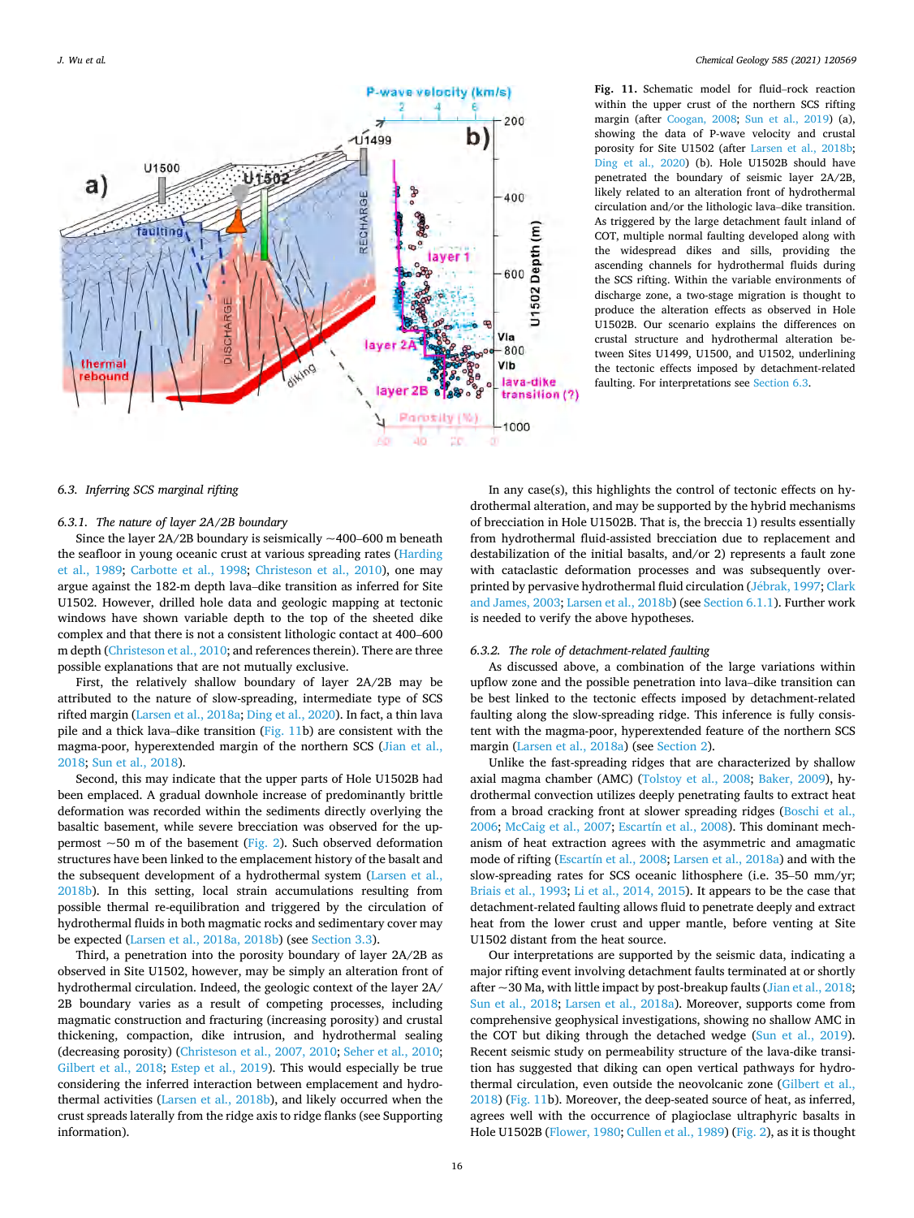**Fig. 11.** Schematic model for fluid–rock reaction within the upper crust of the northern SCS rifting margin (after Coogan, 2008; Sun et al., 2019) (a), showing the data of P-wave velocity and crustal porosity for Site U1502 (after Larsen et al., 2018b; Ding et al., 2020) (b). Hole U1502B should have penetrated the boundary of seismic layer 2A/2B, likely related to an alteration front of hydrothermal circulation and/or the lithologic lava–dike transition. As triggered by the large detachment fault inland of COT, multiple normal faulting developed along with the widespread dikes and sills, providing the ascending channels for hydrothermal fluids during the SCS rifting. Within the variable environments of discharge zone, a two-stage migration is thought to produce the alteration effects as observed in Hole U1502B. Our scenario explains the differences on crustal structure and hydrothermal alteration between Sites U1499, U1500, and U1502, underlining the tectonic effects imposed by detachment-related faulting. For interpretations see Section 6.3.

### 6.3. Inferring SCS marginal rifting

#### 6.3.1. The nature of layer 2A/2B boundary

Since the layer 2A/2B boundary is seismically ~400–600 m beneath the seafloor in young oceanic crust at various spreading rates (Harding et al., 1989; Carbotte et al., 1998; Christeson et al., 2010), one may argue against the 182-m depth lava–dike transition as inferred for Site U1502. However, drilled hole data and geologic mapping at tectonic windows have shown variable depth to the top of the sheeted dike complex and that there is not a consistent lithologic contact at 400–600 m depth (Christeson et al., 2010; and references therein). There are three possible explanations that are not mutually exclusive.

First, the relatively shallow boundary of layer 2A/2B may be attributed to the nature of slow-spreading, intermediate type of SCS rifted margin (Larsen et al., 2018a; Ding et al., 2020). In fact, a thin lava pile and a thick lava–dike transition (Fig. 11b) are consistent with the magma-poor, hyperextended margin of the northern SCS (Jian et al., 2018; Sun et al., 2018).

Second, this may indicate that the upper parts of Hole U1502B had been emplaced. A gradual downhole increase of predominantly brittle deformation was recorded within the sediments directly overlying the basaltic basement, while severe brecciation was observed for the uppermost ~50 m of the basement (Fig. 2). Such observed deformation structures have been linked to the emplacement history of the basalt and the subsequent development of a hydrothermal system (Larsen et al., 2018b). In this setting, local strain accumulations resulting from possible thermal re-equilibration and triggered by the circulation of hydrothermal fluids in both magmatic rocks and sedimentary cover may be expected (Larsen et al., 2018a, 2018b) (see Section 3.3).

Third, a penetration into the porosity boundary of layer 2A/2B as observed in Site U1502, however, may be simply an alteration front of hydrothermal circulation. Indeed, the geologic context of the layer 2A/2B boundary varies as a result of competing processes, including magmatic construction and fracturing (increasing porosity) and crustal thickening, compaction, dike intrusion, and hydrothermal sealing (decreasing porosity) (Christeson et al., 2007, 2010; Seher et al., 2010; Gilbert et al., 2018; Estep et al., 2019). This would especially be true considering the inferred interaction between emplacement and hydrothermal activities (Larsen et al., 2018b), and likely occurred when the crust spreads laterally from the ridge axis to ridge flanks (see Supporting information).

In any case(s), this highlights the control of tectonic effects on hydrothermal alteration, and may be supported by the hybrid mechanisms of brecciation in Hole U1502B. That is, the breccia 1) results essentially from hydrothermal fluid-assisted brecciation due to replacement and destabilization of the initial basalts, and/or 2) represents a fault zone with cataclastic deformation processes and was subsequently overprinted by pervasive hydrothermal fluid circulation (Jébrak, 1997; Clark and James, 2003; Larsen et al., 2018b) (see Section 6.1.1). Further work is needed to verify the above hypotheses.

#### 6.3.2. The role of detachment-related faulting

As discussed above, a combination of the large variations within upflow zone and the possible penetration into lava–dike transition can be best linked to the tectonic effects imposed by detachment-related faulting along the slow-spreading ridge. This inference is fully consistent with the magma-poor, hyperextended feature of the northern SCS margin (Larsen et al., 2018a) (see Section 2).

Unlike the fast-spreading ridges that are characterized by shallow axial magma chamber (AMC) (Tolstoy et al., 2008; Baker, 2009), hydrothermal convection utilizes deeply penetrating faults to extract heat from a broad cracking front at slower spreading ridges (Boschi et al., 2006; McCaig et al., 2007; Escartín et al., 2008). This dominant mechanism of heat extraction agrees with the asymmetric and amagmatic mode of rifting (Escartín et al., 2008; Larsen et al., 2018a) and with the slow-spreading rates for SCS oceanic lithosphere (i.e. 35–50 mm/yr; Briais et al., 1993; Li et al., 2014, 2015). It appears to be the case that detachment-related faulting allows fluid to penetrate deeply and extract heat from the lower crust and upper mantle, before venting at Site U1502 distant from the heat source.

Our interpretations are supported by the seismic data, indicating a major rifting event involving detachment faults terminated at or shortly after ~30 Ma, with little impact by post-breakup faults (Jian et al., 2018; Sun et al., 2018; Larsen et al., 2018a). Moreover, supports come from comprehensive geophysical investigations, showing no shallow AMC in the COT but diking through the detached wedge (Sun et al., 2019). Recent seismic study on permeability structure of the lava-dike transition has suggested that diking can open vertical pathways for hydrothermal circulation, even outside the neovolcanic zone (Gilbert et al., 2018) (Fig. 11b). Moreover, the deep-seated source of heat, as inferred, agrees well with the occurrence of plagioclase ultraphyric basalts in Hole U1502B (Flower, 1980; Cullen et al., 1989) (Fig. 2), as it is thought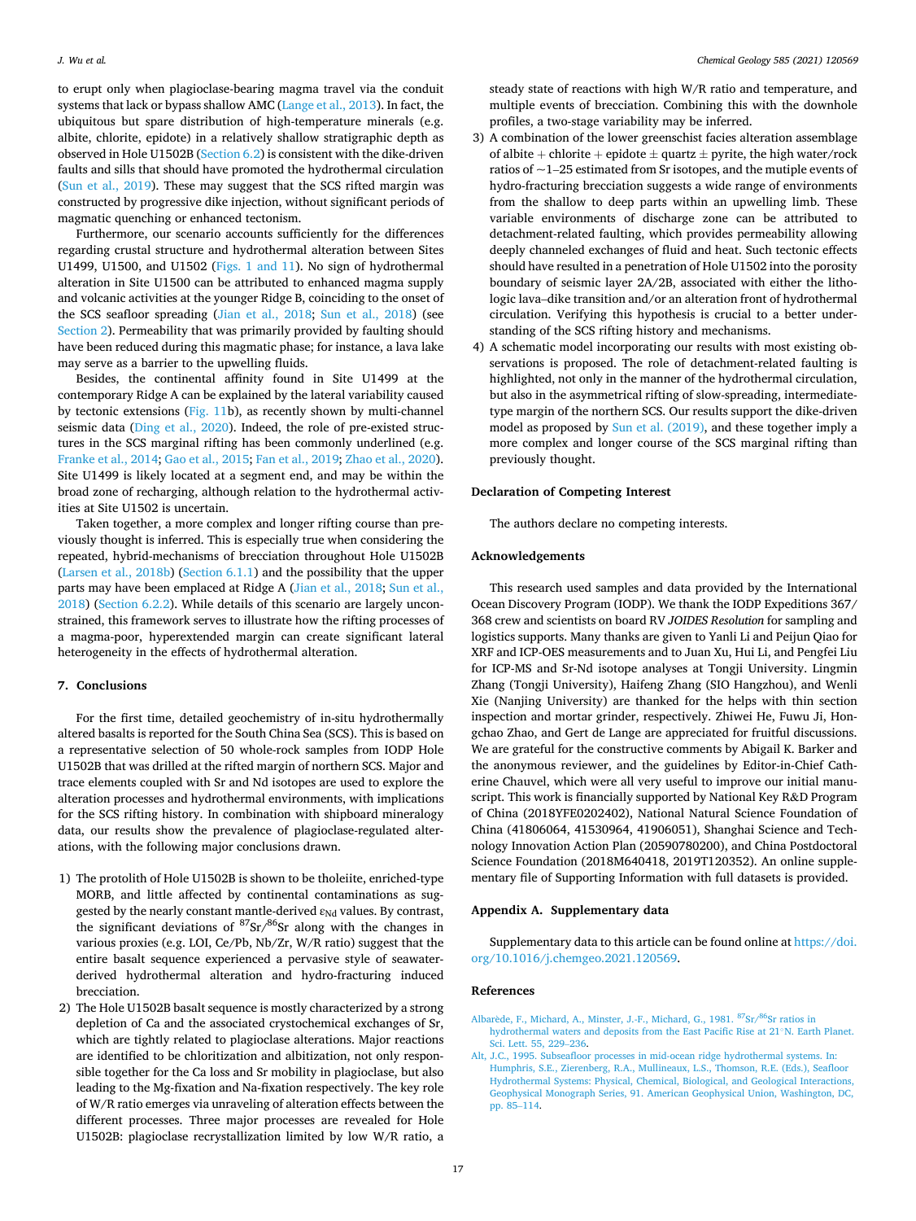to erupt only when plagioclase-bearing magma travel via the conduit systems that lack or bypass shallow AMC (Lange et al., 2013). In fact, the ubiquitous but spare distribution of high-temperature minerals (e.g. albite, chlorite, epidote) in a relatively shallow stratigraphic depth as observed in Hole U1502B (Section 6.2) is consistent with the dike-driven faults and sills that should have promoted the hydrothermal circulation (Sun et al., 2019). These may suggest that the SCS rifted margin was constructed by progressive dike injection, without significant periods of magmatic quenching or enhanced tectonism.

Furthermore, our scenario accounts sufficiently for the differences regarding crustal structure and hydrothermal alteration between Sites U1499, U1500, and U1502 (Figs. 1 and 11). No sign of hydrothermal alteration in Site U1500 can be attributed to enhanced magma supply and volcanic activities at the younger Ridge B, coinciding to the onset of the SCS seafloor spreading (Jian et al., 2018; Sun et al., 2018) (see Section 2). Permeability that was primarily provided by faulting should have been reduced during this magmatic phase; for instance, a lava lake may serve as a barrier to the upwelling fluids.

Besides, the continental affinity found in Site U1499 at the contemporary Ridge A can be explained by the lateral variability caused by tectonic extensions (Fig. 11b), as recently shown by multi-channel seismic data (Ding et al., 2020). Indeed, the role of pre-existed structures in the SCS marginal rifting has been commonly underlined (e.g. Franke et al., 2014; Gao et al., 2015; Fan et al., 2019; Zhao et al., 2020). Site U1499 is likely located at a segment end, and may be within the broad zone of recharging, although relation to the hydrothermal activities at Site U1502 is uncertain.

Taken together, a more complex and longer rifting course than previously thought is inferred. This is especially true when considering the repeated, hybrid-mechanisms of brecciation throughout Hole U1502B (Larsen et al., 2018b) (Section 6.1.1) and the possibility that the upper parts may have been emplaced at Ridge A (Jian et al., 2018; Sun et al., 2018) (Section 6.2.2). While details of this scenario are largely unconstrained, this framework serves to illustrate how the rifting processes of a magma-poor, hyperextended margin can create significant lateral heterogeneity in the effects of hydrothermal alteration.

## 7. Conclusions

For the first time, detailed geochemistry of in-situ hydrothermally altered basalts is reported for the South China Sea (SCS). This is based on a representative selection of 50 whole-rock samples from IODP Hole U1502B that was drilled at the rifted margin of northern SCS. Major and trace elements coupled with Sr and Nd isotopes are used to explore the alteration processes and hydrothermal environments, with implications for the SCS rifting history. In combination with shipboard mineralogy data, our results show the prevalence of plagioclase-regulated alterations, with the following major conclusions drawn.

1) The protolith of Hole U1502B is shown to be tholeiite, enriched-type MORB, and little affected by continental contaminations as suggested by the nearly constant mantle-derived $\varepsilon_{Nd}$ values. By contrast, the significant deviations of $^{87}Sr/^{86}Sr$ along with the changes in various proxies (e.g. LOI, Ce/Pb, Nb/Zr, W/R ratio) suggest that the entire basalt sequence experienced a pervasive style of seawater-derived hydrothermal alteration and hydro-fracturing induced brecciation.
2) The Hole U1502B basalt sequence is mostly characterized by a strong depletion of Ca and the associated crystochemical exchanges of Sr, which are tightly related to plagioclase alterations. Major reactions are identified to be chloritization and albitization, not only responsible together for the Ca loss and Sr mobility in plagioclase, but also leading to the Mg-fixation and Na-fixation respectively. The key role of W/R ratio emerges via unraveling of alteration effects between the different processes. Three major processes are revealed for Hole U1502B: plagioclase recrystallization limited by low W/R ratio, a steady state of reactions with high W/R ratio and temperature, and multiple events of brecciation. Combining this with the downhole profiles, a two-stage variability may be inferred.
3) A combination of the lower greenschist facies alteration assemblage of albite + chlorite + epidote ± quartz ± pyrite, the high water/rock ratios of ~1–25 estimated from Sr isotopes, and the mutiple events of hydro-fracturing brecciation suggests a wide range of environments from the shallow to deep parts within an upwelling limb. These variable environments of discharge zone can be attributed to detachment-related faulting, which provides permeability allowing deeply channeled exchanges of fluid and heat. Such tectonic effects should have resulted in a penetration of Hole U1502 into the porosity boundary of seismic layer 2A/2B, associated with either the lithologic lava–dike transition and/or an alteration front of hydrothermal circulation. Verifying this hypothesis is crucial to a better understanding of the SCS rifting history and mechanisms.
4) A schematic model incorporating our results with most existing observations is proposed. The role of detachment-related faulting is highlighted, not only in the manner of the hydrothermal circulation, but also in the asymmetrical rifting of slow-spreading, intermediate-type margin of the northern SCS. Our results support the dike-driven model as proposed by Sun et al. (2019), and these together imply a more complex and longer course of the SCS marginal rifting than previously thought.

### Declaration of Competing Interest

The authors declare no competing interests.

### Acknowledgements

This research used samples and data provided by the International Ocean Discovery Program (IODP). We thank the IODP Expeditions 367/368 crew and scientists on board RV *JOIDES Resolution* for sampling and logistics supports. Many thanks are given to Yanli Li and Peijun Qiao for XRF and ICP-OES measurements and to Juan Xu, Hui Li, and Pengfei Liu for ICP-MS and Sr-Nd isotope analyses at Tongji University. Lingmin Zhang (Tongji University), Haifeng Zhang (SIO Hangzhou), and Wenli Xie (Nanjing University) are thanked for the helps with thin section inspection and mortar grinder, respectively. Zhiwei He, Fuwu Ji, Hongchao Zhao, and Gert de Lange are appreciated for fruitful discussions. We are grateful for the constructive comments by Abigail K. Barker and the anonymous reviewer, and the guidelines by Editor-in-Chief Catherine Chauvel, which were all very useful to improve our initial manuscript. This work is financially supported by National Key R&D Program of China (2018YFE0202402), National Natural Science Foundation of China (41806064, 41530964, 41906051), Shanghai Science and Technology Innovation Action Plan (20590780200), and China Postdoctoral Science Foundation (2018M640418, 2019T120352). An online supplementary file of Supporting Information with full datasets is provided.

### Appendix A. Supplementary data

Supplementary data to this article can be found online at https://doi.org/10.1016/j.chemgeo.2021.120569.

### References

Albarède, F., Michard, A., Minster, J.-F., Michard, G., 1981. $^{87}Sr/^{86}Sr$ ratios in hydrothermal waters and deposits from the East Pacific Rise at 21°N. Earth Planet. Sci. Lett. 55, 229–236.

Alt, J.C., 1995. Subseafloor processes in mid-ocean ridge hydrothermal systems. In: Humphris, S.E., Zierenberg, R.A., Mullineaux, L.S., Thomson, R.E. (Eds.), Seafloor Hydrothermal Systems: Physical, Chemical, Biological, and Geological Interactions, Geophysical Monograph Series, 91. American Geophysical Union, Washington, DC, pp. 85–114.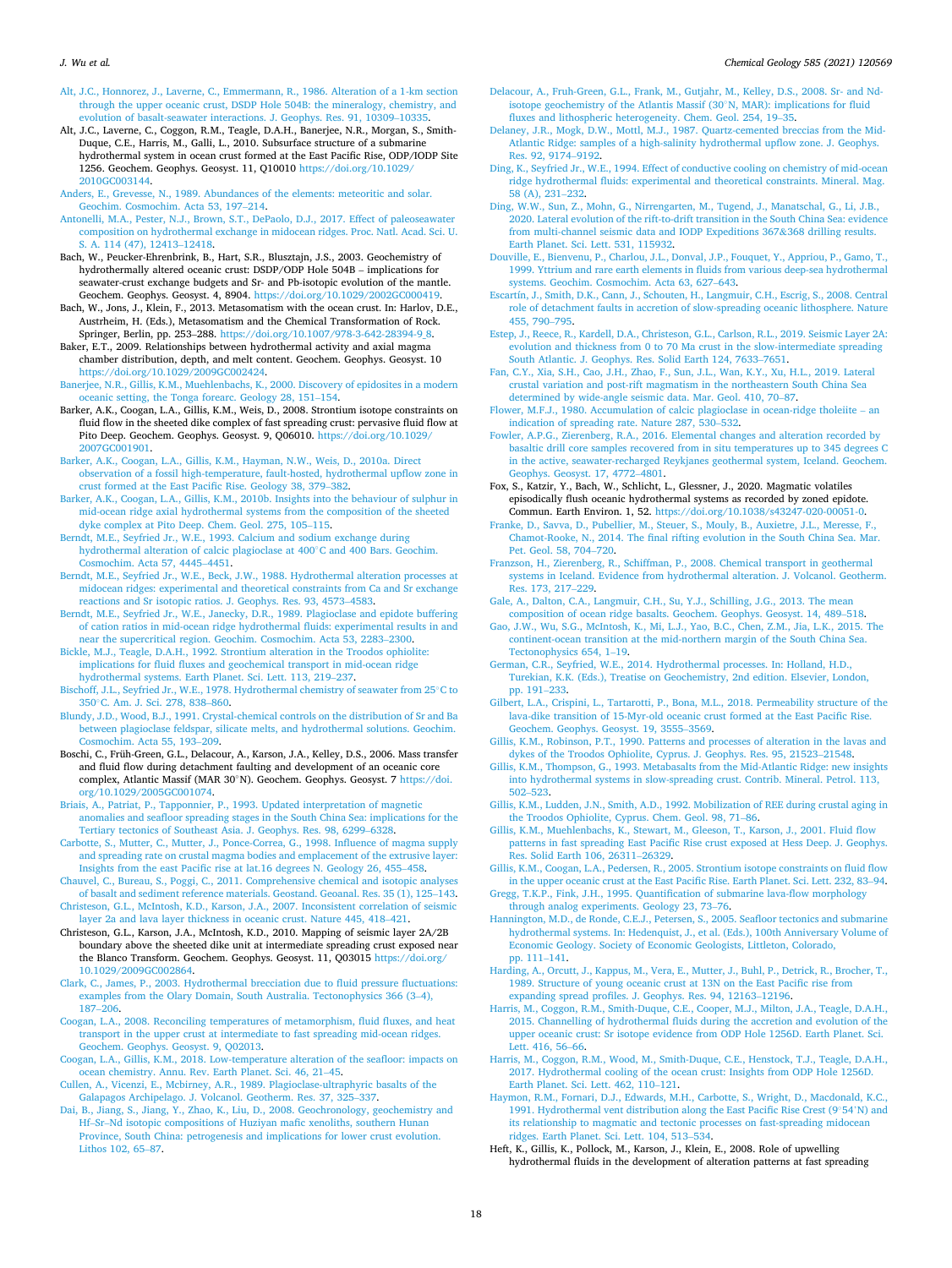Alt, J.C., Honnorez, J., Laverne, C., Emmermann, R., 1986. Alteration of a 1-km section through the upper oceanic crust, DSDP Hole 504B: the mineralogy, chemistry, and evolution of basalt-seawater interactions. J. Geophys. Res. 91, 10309–10335.

Alt, J.C., Laverne, C., Coggon, R.M., Teagle, D.A.H., Banerjee, N.R., Morgan, S., Smith-Duque, C.E., Harris, M., Galli, L., 2010. Subsurface structure of a submarine hydrothermal system in ocean crust formed at the East Pacific Rise, ODP/IODP Site 1256. Geochem. Geophys. Geosyst. 11, Q10010 https://doi.org/10.1029/2010GC003144.

Anders, E., Grevesse, N., 1989. Abundances of the elements: meteoritic and solar. Geochim. Cosmochim. Acta 53, 197–214.

Antonelli, M.A., Pester, N.J., Brown, S.T., DePaolo, D.J., 2017. Effect of paleoseawater composition on hydrothermal exchange in midocean ridges. Proc. Natl. Acad. Sci. U. S. A. 114 (47), 12413–12418.

Bach, W., Peucker-Ehrenbrink, B., Hart, S.R., Blusztajn, J.S., 2003. Geochemistry of hydrothermally altered oceanic crust: DSDP/ODP Hole 504B – implications for seawater-crust exchange budgets and Sr- and Pb-isotopic evolution of the mantle. Geochem. Geophys. Geosyst. 4, 8904. https://doi.org/10.1029/2002GC000419.

Bach, W., Jons, J., Klein, F., 2013. Metasomatism with the ocean crust. In: Harlov, D.E., Austrheim, H. (Eds.), Metasomatism and the Chemical Transformation of Rock. Springer, Berlin, pp. 253–288. https://doi.org/10.1007/978-3-642-28394-9_8.

Baker, E.T., 2009. Relationships between hydrothermal activity and axial magma chamber distribution, depth, and melt content. Geochem. Geophys. Geosyst. 10 https://doi.org/10.1029/2009GC002424.

Banerjee, N.R., Gillis, K.M., Muehlenbachs, K., 2000. Discovery of epidosites in a modern oceanic setting, the Tonga forearc. Geology 28, 151–154.

Barker, A.K., Coogan, L.A., Gillis, K.M., Weis, D., 2008. Strontium isotope constraints on fluid flow in the sheeted dike complex of fast spreading crust: pervasive fluid flow at Pito Deep. Geochem. Geophys. Geosyst. 9, Q06010. https://doi.org/10.1029/2007GC001901.

Barker, A.K., Coogan, L.A., Gillis, K.M., Hayman, N.W., Weis, D., 2010a. Direct observation of a fossil high-temperature, fault-hosted, hydrothermal upflow zone in crust formed at the East Pacific Rise. Geology 38, 379–382.

Barker, A.K., Coogan, L.A., Gillis, K.M., 2010b. Insights into the behaviour of sulphur in mid-ocean ridge axial hydrothermal systems from the composition of the sheeted dyke complex at Pito Deep. Chem. Geol. 275, 105–115.

Berndt, M.E., Seyfried Jr., W.E., 1993. Calcium and sodium exchange during hydrothermal alteration of calcic plagioclase at 400°C and 400 Bars. Geochim. Cosmochim. Acta 57, 4445–4451.

Berndt, M.E., Seyfried Jr., W.E., Beck, J.W., 1988. Hydrothermal alteration processes at midocean ridges: experimental and theoretical constraints from Ca and Sr exchange reactions and Sr isotopic ratios. J. Geophys. Res. 93, 4573–4583.

Berndt, M.E., Seyfried Jr., W.E., Janecky, D.R., 1989. Plagioclase and epidote buffering of cation ratios in mid-ocean ridge hydrothermal fluids: experimental results in and near the supercritical region. Geochim. Cosmochim. Acta 53, 2283–2300.

Bickle, M.J., Teagle, D.A.H., 1992. Strontium alteration in the Troodos ophiolite: implications for fluid fluxes and geochemical transport in mid-ocean ridge hydrothermal systems. Earth Planet. Sci. Lett. 113, 219–237.

Bischoff, J.L., Seyfried Jr., W.E., 1978. Hydrothermal chemistry of seawater from 25°C to 350°C. Am. J. Sci. 278, 838–860.

Blundy, J.D., Wood, B.J., 1991. Crystal-chemical controls on the distribution of Sr and Ba between plagioclase feldspar, silicate melts, and hydrothermal solutions. Geochim. Cosmochim. Acta 55, 193–209.

Boschi, C., Früh-Green, G.L., Delacour, A., Karson, J.A., Kelley, D.S., 2006. Mass transfer and fluid flow during detachment faulting and development of an oceanic core complex, Atlantic Massif (MAR 30°N). Geochem. Geophys. Geosyst. 7 https://doi.org/10.1029/2005GC001074.

Briais, A., Patriat, P., Tapponnier, P., 1993. Updated interpretation of magnetic anomalies and seafloor spreading stages in the South China Sea: implications for the Tertiary tectonics of Southeast Asia. J. Geophys. Res. 98, 6299–6328.

Carbotte, S., Mutter, C., Mutter, J., Ponce-Correa, G., 1998. Influence of magma supply and spreading rate on crustal magma bodies and emplacement of the extrusive layer: Insights from the east Pacific rise at lat.16 degrees N. Geology 26, 455–458.

Chauvel, C., Bureau, S., Poggi, C., 2011. Comprehensive chemical and isotopic analyses of basalt and sediment reference materials. Geostand. Geoanal. Res. 35 (1), 125–143.

Christeson, G.L., McIntosh, K.D., Karson, J.A., 2007. Inconsistent correlation of seismic layer 2a and lava layer thickness in oceanic crust. Nature 445, 418–421.

Christeson, G.L., Karson, J.A., McIntosh, K.D., 2010. Mapping of seismic layer 2A/2B boundary above the sheeted dike unit at intermediate spreading crust exposed near the Blanco Transform. Geochem. Geophys. Geosyst. 11, Q03015 https://doi.org/10.1029/2009GC002864.

Clark, C., James, P., 2003. Hydrothermal brecciation due to fluid pressure fluctuations: examples from the Olary Domain, South Australia. Tectonophysics 366 (3–4), 187–206.

Coogan, L.A., 2008. Reconciling temperatures of metamorphism, fluid fluxes, and heat transport in the upper crust at intermediate to fast spreading mid-ocean ridges. Geochem. Geophys. Geosyst. 9, Q02013.

Coogan, L.A., Gillis, K.M., 2018. Low-temperature alteration of the seafloor: impacts on ocean chemistry. Annu. Rev. Earth Planet. Sci. 46, 21–45.

Cullen, A., Vicenzi, E., Mcbirney, A.R., 1989. Plagioclase-ultraphyric basalts of the Galapagos Archipelago. J. Volcanol. Geotherm. Res. 37, 325–337.

Dai, B., Jiang, S., Jiang, Y., Zhao, K., Liu, D., 2008. Geochronology, geochemistry and Hf–Sr–Nd isotopic compositions of Huziyan mafic xenoliths, southern Hunan Province, South China: petrogenesis and implications for lower crust evolution. Lithos 102, 65–87.

Delacour, A., Fruh-Green, G.L., Frank, M., Gutjahr, M., Kelley, D.S., 2008. Sr- and Nd-isotope geochemistry of the Atlantis Massif (30°N, MAR): implications for fluid fluxes and lithospheric heterogeneity. Chem. Geol. 254, 19–35.

Delaney, J.R., Mogk, D.W., Mottl, M.J., 1987. Quartz-cemented breccias from the Mid-Atlantic Ridge: samples of a high-salinity hydrothermal upflow zone. J. Geophys. Res. 92, 9174–9192.

Ding, K., Seyfried Jr., W.E., 1994. Effect of conductive cooling on chemistry of mid-ocean ridge hydrothermal fluids: experimental and theoretical constraints. Mineral. Mag. 58 (A), 231–232.

Ding, W.W., Sun, Z., Mohn, G., Nirrengarten, M., Tugend, J., Manatschal, G., Li, J.B., 2020. Lateral evolution of the rift-to-drift transition in the South China Sea: evidence from multi-channel seismic data and IODP Expeditions 367&368 drilling results. Earth Planet. Sci. Lett. 531, 115932.

Douville, E., Bienvenu, P., Charlou, J.L., Donval, J.P., Fouquet, Y., Appriou, P., Gamo, T., 1999. Yttrium and rare earth elements in fluids from various deep-sea hydrothermal systems. Geochim. Cosmochim. Acta 63, 627–643.

Escartín, J., Smith, D.K., Cann, J., Schouten, H., Langmuir, C.H., Escrig, S., 2008. Central role of detachment faults in accretion of slow-spreading oceanic lithosphere. Nature 455, 790–795.

Estep, J., Reece, R., Kardell, D.A., Christeson, G.L., Carlson, R.L., 2019. Seismic Layer 2A: evolution and thickness from 0 to 70 Ma crust in the slow-intermediate spreading South Atlantic. J. Geophys. Res. Solid Earth 124, 7633–7651.

Fan, C.Y., Xia, S.H., Cao, J.H., Zhao, F., Sun, J.L., Wan, K.Y., Xu, H.L., 2019. Lateral crustal variation and post-rift magmatism in the northeastern South China Sea determined by wide-angle seismic data. Mar. Geol. 410, 70–87.

Flower, M.F.J., 1980. Accumulation of calcic plagioclase in ocean-ridge tholeiite – an indication of spreading rate. Nature 287, 530–532.

Fowler, A.P.G., Zierenberg, R.A., 2016. Elemental changes and alteration recorded by basaltic drill core samples recovered from in situ temperatures up to 345 degrees C in the active, seawater-recharged Reykjanes geothermal system, Iceland. Geochem. Geophys. Geosyst. 17, 4772–4801.

Fox, S., Katzir, Y., Bach, W., Schlicht, L., Glessner, J., 2020. Magmatic volatiles episodically flush oceanic hydrothermal systems as recorded by zoned epidote. Commun. Earth Environ. 1, 52. https://doi.org/10.1038/s43247-020-00051-0.

Franke, D., Savva, D., Pubellier, M., Steuer, S., Mouly, B., Auxietre, J.L., Meresse, F., Chamot-Rooke, N., 2014. The final rifting evolution in the South China Sea. Mar. Pet. Geol. 58, 704–720.

Franzson, H., Zierenberg, R., Schiffman, P., 2008. Chemical transport in geothermal systems in Iceland. Evidence from hydrothermal alteration. J. Volcanol. Geotherm. Res. 173, 217–229.

Gale, A., Dalton, C.A., Langmuir, C.H., Su, Y.J., Schilling, J.G., 2013. The mean composition of ocean ridge basalts. Geochem. Geophys. Geosyst. 14, 489–518.

Gao, J.W., Wu, S.G., McIntosh, K., Mi, L.J., Yao, B.C., Chen, Z.M., Jia, L.K., 2015. The continent-ocean transition at the mid-northern margin of the South China Sea. Tectonophysics 654, 1–19.

German, C.R., Seyfried, W.E., 2014. Hydrothermal processes. In: Holland, H.D., Turekian, K.K. (Eds.), Treatise on Geochemistry, 2nd edition. Elsevier, London, pp. 191–233.

Gilbert, L.A., Crispini, L., Tartarotti, P., Bona, M.L., 2018. Permeability structure of the lava-dike transition of 15-Myr-old oceanic crust formed at the East Pacific Rise. Geochem. Geophys. Geosyst. 19, 3555–3569.

Gillis, K.M., Robinson, P.T., 1990. Patterns and processes of alteration in the lavas and dykes of the Troodos Ophiolite, Cyprus. J. Geophys. Res. 95, 21523–21548.

Gillis, K.M., Thompson, G., 1993. Metabasalts from the Mid-Atlantic Ridge: new insights into hydrothermal systems in slow-spreading crust. Contrib. Mineral. Petrol. 113, 502–523.

Gillis, K.M., Ludden, J.N., Smith, A.D., 1992. Mobilization of REE during crustal aging in the Troodos Ophiolite, Cyprus. Chem. Geol. 98, 71–86.

Gillis, K.M., Muehlenbachs, K., Stewart, M., Gleeson, T., Karson, J., 2001. Fluid flow patterns in fast spreading East Pacific Rise crust exposed at Hess Deep. J. Geophys. Res. Solid Earth 106, 26311–26329.

Gillis, K.M., Coogan, L.A., Pedersen, R., 2005. Strontium isotope constraints on fluid flow in the upper oceanic crust at the East Pacific Rise. Earth Planet. Sci. Lett. 232, 83–94.

Gregg, T.K.P., Fink, J.H., 1995. Quantification of submarine lava-flow morphology through analog experiments. Geology 23, 73–76.

Hannington, M.D., de Ronde, C.E.J., Petersen, S., 2005. Seafloor tectonics and submarine hydrothermal systems. In: Hedenquist, J., et al. (Eds.), 100th Anniversary Volume of Economic Geology. Society of Economic Geologists, Littleton, Colorado, pp. 111–141.

Harding, A., Orcutt, J., Kappus, M., Vera, E., Mutter, J., Buhl, P., Detrick, R., Brocher, T., 1989. Structure of young oceanic crust at 13N on the East Pacific rise from expanding spread profiles. J. Geophys. Res. 94, 12163–12196.

Harris, M., Coggon, R.M., Smith-Duque, C.E., Cooper, M.J., Milton, J.A., Teagle, D.A.H., 2015. Channelling of hydrothermal fluids during the accretion and evolution of the upper oceanic crust: Sr isotope evidence from ODP Hole 1256D. Earth Planet. Sci. Lett. 416, 56–66.

Harris, M., Coggon, R.M., Wood, M., Smith-Duque, C.E., Henstock, T.J., Teagle, D.A.H., 2017. Hydrothermal cooling of the ocean crust: Insights from ODP Hole 1256D. Earth Planet. Sci. Lett. 462, 110–121.

Haymon, R.M., Fornari, D.J., Edwards, M.H., Carbotte, S., Wright, D., Macdonald, K.C., 1991. Hydrothermal vent distribution along the East Pacific Rise Crest (9°54′N) and its relationship to magmatic and tectonic processes on fast-spreading midocean ridges. Earth Planet. Sci. Lett. 104, 513–534.

Heft, K., Gillis, K., Pollock, M., Karson, J., Klein, E., 2008. Role of upwelling hydrothermal fluids in the development of alteration patterns at fast spreading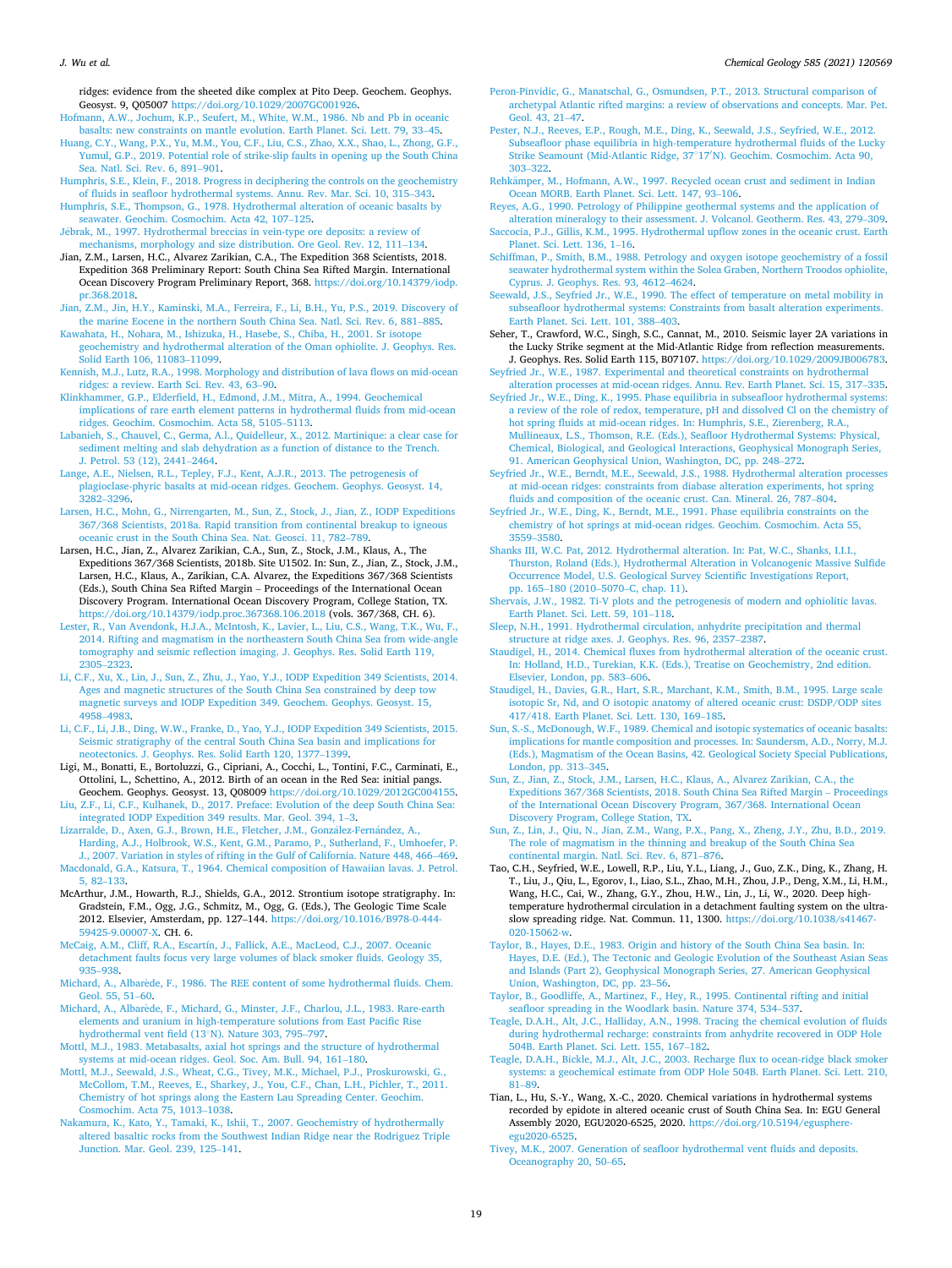ridges: evidence from the sheeted dike complex at Pito Deep. Geochem. Geophys. Geosyst. 9, Q05007 https://doi.org/10.1029/2007GC001926.

Hofmann, A.W., Jochum, K.P., Seufert, M., White, W.M., 1986. Nb and Pb in oceanic basalts: new constraints on mantle evolution. Earth Planet. Sci. Lett. 79, 33–45.

Huang, C.Y., Wang, P.X., Yu, M.M., You, C.F., Liu, C.S., Zhao, X.X., Shao, L., Zhong, G.F., Yumul, G.P., 2019. Potential role of strike-slip faults in opening up the South China Sea. Natl. Sci. Rev. 6, 891–901.

Humphris, S.E., Klein, F., 2018. Progress in deciphering the controls on the geochemistry of fluids in seafloor hydrothermal systems. Annu. Rev. Mar. Sci. 10, 315–343.

Humphris, S.E., Thompson, G., 1978. Hydrothermal alteration of oceanic basalts by seawater. Geochim. Cosmochim. Acta 42, 107–125.

Jébrak, M., 1997. Hydrothermal breccias in vein-type ore deposits: a review of mechanisms, morphology and size distribution. Ore Geol. Rev. 12, 111–134.

Jian, Z.M., Larsen, H.C., Alvarez Zarikian, C.A., The Expedition 368 Scientists, 2018. Expedition 368 Preliminary Report: South China Sea Rifted Margin. International Ocean Discovery Program Preliminary Report, 368. https://doi.org/10.14379/iodp.pr.368.2018.

Jian, Z.M., Jin, H.Y., Kaminski, M.A., Ferreira, F., Li, B.H., Yu, P.S., 2019. Discovery of the marine Eocene in the northern South China Sea. Natl. Sci. Rev. 6, 881–885.

Kawahata, H., Nohara, M., Ishizuka, H., Hasebe, S., Chiba, H., 2001. Sr isotope geochemistry and hydrothermal alteration of the Oman ophiolite. J. Geophys. Res. Solid Earth 106, 11083–11099.

Kennish, M.J., Lutz, R.A., 1998. Morphology and distribution of lava flows on mid-ocean ridges: a review. Earth Sci. Rev. 43, 63–90.

Klinkhammer, G.P., Elderfield, H., Edmond, J.M., Mitra, A., 1994. Geochemical implications of rare earth element patterns in hydrothermal fluids from mid-ocean ridges. Geochim. Cosmochim. Acta 58, 5105–5113.

Labanieh, S., Chauvel, C., Germa, A.l., Quidelleur, X., 2012. Martinique: a clear case for sediment melting and slab dehydration as a function of distance to the Trench. J. Petrol. 53 (12), 2441–2464.

Lange, A.E., Nielsen, R.L., Tepley, F.J., Kent, A.J.R., 2013. The petrogenesis of plagioclase-phyric basalts at mid-ocean ridges. Geochem. Geophys. Geosyst. 14, 3282–3296.

Larsen, H.C., Mohn, G., Nirrengarten, M., Sun, Z., Stock, J., Jian, Z., IODP Expeditions 367/368 Scientists, 2018a. Rapid transition from continental breakup to igneous oceanic crust in the South China Sea. Nat. Geosci. 11, 782–789.

Larsen, H.C., Jian, Z., Alvarez Zarikian, C.A., Sun, Z., Stock, J.M., Klaus, A., The Expeditions 367/368 Scientists, 2018b. Site U1502. In: Sun, Z., Jian, Z., Stock, J.M., Larsen, H.C., Klaus, A., Zarikian, C.A. Alvarez, the Expeditions 367/368 Scientists (Eds.), South China Sea Rifted Margin – Proceedings of the International Ocean Discovery Program. International Ocean Discovery Program, College Station, TX. https://doi.org/10.14379/iodp.proc.367368.106.2018 (vols. 367/368, CH. 6).

Lester, R., Van Avendonk, H.J.A., McIntosh, K., Lavier, L., Liu, C.S., Wang, T.K., Wu, F., 2014. Rifting and magmatism in the northeastern South China Sea from wide-angle tomography and seismic reflection imaging. J. Geophys. Res. Solid Earth 119, 2305–2323.

Li, C.F., Xu, X., Lin, J., Sun, Z., Zhu, J., Yao, Y.J., IODP Expedition 349 Scientists, 2014. Ages and magnetic structures of the South China Sea constrained by deep tow magnetic surveys and IODP Expedition 349. Geochem. Geophys. Geosyst. 15, 4958–4983.

Li, C.F., Li, J.B., Ding, W.W., Franke, D., Yao, Y.J., IODP Expedition 349 Scientists, 2015. Seismic stratigraphy of the central South China Sea basin and implications for neotectonics. J. Geophys. Res. Solid Earth 120, 1377–1399.

Ligi, M., Bonatti, E., Bortoluzzi, G., Cipriani, A., Cocchi, L., Tontini, F.C., Carminati, E., Ottolini, L., Schettino, A., 2012. Birth of an ocean in the Red Sea: initial pangs. Geochem. Geophys. Geosyst. 13, Q08009 https://doi.org/10.1029/2012GC004155.

Liu, Z.F., Li, C.F., Kulhanek, D., 2017. Preface: Evolution of the deep South China Sea: integrated IODP Expedition 349 results. Mar. Geol. 394, 1–3.

Lizarralde, D., Axen, G.J., Brown, H.E., Fletcher, J.M., González-Fernández, A., Harding, A.J., Holbrook, W.S., Kent, G.M., Paramo, P., Sutherland, F., Umhoefer, P. J., 2007. Variation in styles of rifting in the Gulf of California. Nature 448, 466–469.

Macdonald, G.A., Katsura, T., 1964. Chemical composition of Hawaiian lavas. J. Petrol. 5, 82–133.

McArthur, J.M., Howarth, R.J., Shields, G.A., 2012. Strontium isotope stratigraphy. In: Gradstein, F.M., Ogg, J.G., Schmitz, M., Ogg, G. (Eds.), The Geologic Time Scale 2012. Elsevier, Amsterdam, pp. 127–144. https://doi.org/10.1016/B978-0-444-59425-9.00007-X. CH. 6.

McCaig, A.M., Cliff, R.A., Escartín, J., Fallick, A.E., MacLeod, C.J., 2007. Oceanic detachment faults focus very large volumes of black smoker fluids. Geology 35, 935–938.

Michard, A., Albarède, F., 1986. The REE content of some hydrothermal fluids. Chem. Geol. 55, 51–60.

Michard, A., Albarède, F., Michard, G., Minster, J.F., Charlou, J.L., 1983. Rare-earth elements and uranium in high-temperature solutions from East Pacific Rise hydrothermal vent field (13°N). Nature 303, 795–797.

Mottl, M.J., 1983. Metabasalts, axial hot springs and the structure of hydrothermal systems at mid-ocean ridges. Geol. Soc. Am. Bull. 94, 161–180.

Mottl, M.J., Seewald, J.S., Wheat, C.G., Tivey, M.K., Michael, P.J., Proskurowski, G., McCollom, T.M., Reeves, E., Sharkey, J., You, C.F., Chan, L.H., Pichler, T., 2011. Chemistry of hot springs along the Eastern Lau Spreading Center. Geochim. Cosmochim. Acta 75, 1013–1038.

Nakamura, K., Kato, Y., Tamaki, K., Ishii, T., 2007. Geochemistry of hydrothermally altered basaltic rocks from the Southwest Indian Ridge near the Rodriguez Triple Junction. Mar. Geol. 239, 125–141.

Peron-Pinvidic, G., Manatschal, G., Osmundsen, P.T., 2013. Structural comparison of archetypal Atlantic rifted margins: a review of observations and concepts. Mar. Pet. Geol. 43, 21–47.

Pester, N.J., Reeves, E.P., Rough, M.E., Ding, K., Seewald, J.S., Seyfried, W.E., 2012. Subseafloor phase equilibria in high-temperature hydrothermal fluids of the Lucky Strike Seamount (Mid-Atlantic Ridge, 37°17′N). Geochim. Cosmochim. Acta 90, 303–322.

Rehkämper, M., Hofmann, A.W., 1997. Recycled ocean crust and sediment in Indian Ocean MORB. Earth Planet. Sci. Lett. 147, 93–106.

Reyes, A.G., 1990. Petrology of Philippine geothermal systems and the application of alteration mineralogy to their assessment. J. Volcanol. Geotherm. Res. 43, 279–309.

Saccocia, P.J., Gillis, K.M., 1995. Hydrothermal upflow zones in the oceanic crust. Earth Planet. Sci. Lett. 136, 1–16.

Schiffman, P., Smith, B.M., 1988. Petrology and oxygen isotope geochemistry of a fossil seawater hydrothermal system within the Solea Graben, Northern Troodos ophiolite, Cyprus. J. Geophys. Res. 93, 4612–4624.

Seewald, J.S., Seyfried Jr., W.E., 1990. The effect of temperature on metal mobility in subseafloor hydrothermal systems: Constraints from basalt alteration experiments. Earth Planet. Sci. Lett. 101, 388–403.

Seher, T., Crawford, W.C., Singh, S.C., Cannat, M., 2010. Seismic layer 2A variations in the Lucky Strike segment at the Mid-Atlantic Ridge from reflection measurements. J. Geophys. Res. Solid Earth 115, B07107. https://doi.org/10.1029/2009JB006783.

Seyfried Jr., W.E., 1987. Experimental and theoretical constraints on hydrothermal alteration processes at mid-ocean ridges. Annu. Rev. Earth Planet. Sci. 15, 317–335.

Seyfried Jr., W.E., Ding, K., 1995. Phase equilibria in subseafloor hydrothermal systems: a review of the role of redox, temperature, pH and dissolved Cl on the chemistry of hot spring fluids at mid-ocean ridges. In: Humphris, S.E., Zierenberg, R.A., Mullineaux, L.S., Thomson, R.E. (Eds.), Seafloor Hydrothermal Systems: Physical, Chemical, Biological, and Geological Interactions, Geophysical Monograph Series, 91. American Geophysical Union, Washington, DC, pp. 248–272.

Seyfried Jr., W.E., Berndt, M.E., Seewald, J.S., 1988. Hydrothermal alteration processes at mid-ocean ridges: constraints from diabase alteration experiments, hot spring fluids and composition of the oceanic crust. Can. Mineral. 26, 787–804.

Seyfried Jr., W.E., Ding, K., Berndt, M.E., 1991. Phase equilibria constraints on the chemistry of hot springs at mid-ocean ridges. Geochim. Cosmochim. Acta 55, 3559–3580.

Shanks III, W.C. Pat, 2012. Hydrothermal alteration. In: Pat, W.C., Shanks, I.I.I., Thurston, Roland (Eds.), Hydrothermal Alteration in Volcanogenic Massive Sulfide Occurrence Model, U.S. Geological Survey Scientific Investigations Report, pp. 165–180 (2010–5070–C, chap. 11).

Shervais, J.W., 1982. Ti-V plots and the petrogenesis of modern and ophiolitic lavas. Earth Planet. Sci. Lett. 59, 101–118.

Sleep, N.H., 1991. Hydrothermal circulation, anhydrite precipitation and thermal structure at ridge axes. J. Geophys. Res. 96, 2357–2387.

Staudigel, H., 2014. Chemical fluxes from hydrothermal alteration of the oceanic crust. In: Holland, H.D., Turekian, K.K. (Eds.), Treatise on Geochemistry, 2nd edition. Elsevier, London, pp. 583–606.

Staudigel, H., Davies, G.R., Hart, S.R., Marchant, K.M., Smith, B.M., 1995. Large scale isotopic Sr, Nd, and O isotopic anatomy of altered oceanic crust: DSDP/ODP sites 417/418. Earth Planet. Sci. Lett. 130, 169–185.

Sun, S.-S., McDonough, W.F., 1989. Chemical and isotopic systematics of oceanic basalts: implications for mantle composition and processes. In: Saundersm, A.D., Norry, M.J. (Eds.), Magmatism of the Ocean Basins, 42. Geological Society Special Publications, London, pp. 313–345.

Sun, Z., Jian, Z., Stock, J.M., Larsen, H.C., Klaus, A., Alvarez Zarikian, C.A., the Expeditions 367/368 Scientists, 2018. South China Sea Rifted Margin – Proceedings of the International Ocean Discovery Program, 367/368. International Ocean Discovery Program, College Station, TX.

Sun, Z., Lin, J., Qiu, N., Jian, Z.M., Wang, P.X., Pang, X., Zheng, J.Y., Zhu, B.D., 2019. The role of magmatism in the thinning and breakup of the South China Sea continental margin. Natl. Sci. Rev. 6, 871–876.

Tao, C.H., Seyfried, W.E., Lowell, R.P., Liu, Y.L., Liang, J., Guo, Z.K., Ding, K., Zhang, H. T., Liu, J., Qiu, L., Egorov, I., Liao, S.L., Zhao, M.H., Zhou, J.P., Deng, X.M., Li, H.M., Wang, H.C., Cai, W., Zhang, G.Y., Zhou, H.W., Lin, J., Li, W., 2020. Deep high-temperature hydrothermal circulation in a detachment faulting system on the ultra-slow spreading ridge. Nat. Commun. 11, 1300. https://doi.org/10.1038/s41467-020-15062-w.

Taylor, B., Hayes, D.E., 1983. Origin and history of the South China Sea basin. In: Hayes, D.E. (Ed.), The Tectonic and Geologic Evolution of the Southeast Asian Seas and Islands (Part 2), Geophysical Monograph Series, 27. American Geophysical Union, Washington, DC, pp. 23–56.

Taylor, B., Goodliffe, A., Martinez, F., Hey, R., 1995. Continental rifting and initial seafloor spreading in the Woodlark basin. Nature 374, 534–537.

Teagle, D.A.H., Alt, J.C., Halliday, A.N., 1998. Tracing the chemical evolution of fluids during hydrothermal recharge: constraints from anhydrite recovered in ODP Hole 504B. Earth Planet. Sci. Lett. 155, 167–182.

Teagle, D.A.H., Bickle, M.J., Alt, J.C., 2003. Recharge flux to ocean-ridge black smoker systems: a geochemical estimate from ODP Hole 504B. Earth Planet. Sci. Lett. 210, 81–89.

Tian, L., Hu, S.-Y., Wang, X.-C., 2020. Chemical variations in hydrothermal systems recorded by epidote in altered oceanic crust of South China Sea. In: EGU General Assembly 2020, EGU2020-6525, 2020. https://doi.org/10.5194/egusphere-egu2020-6525.

Tivey, M.K., 2007. Generation of seafloor hydrothermal vent fluids and deposits. Oceanography 20, 50–65.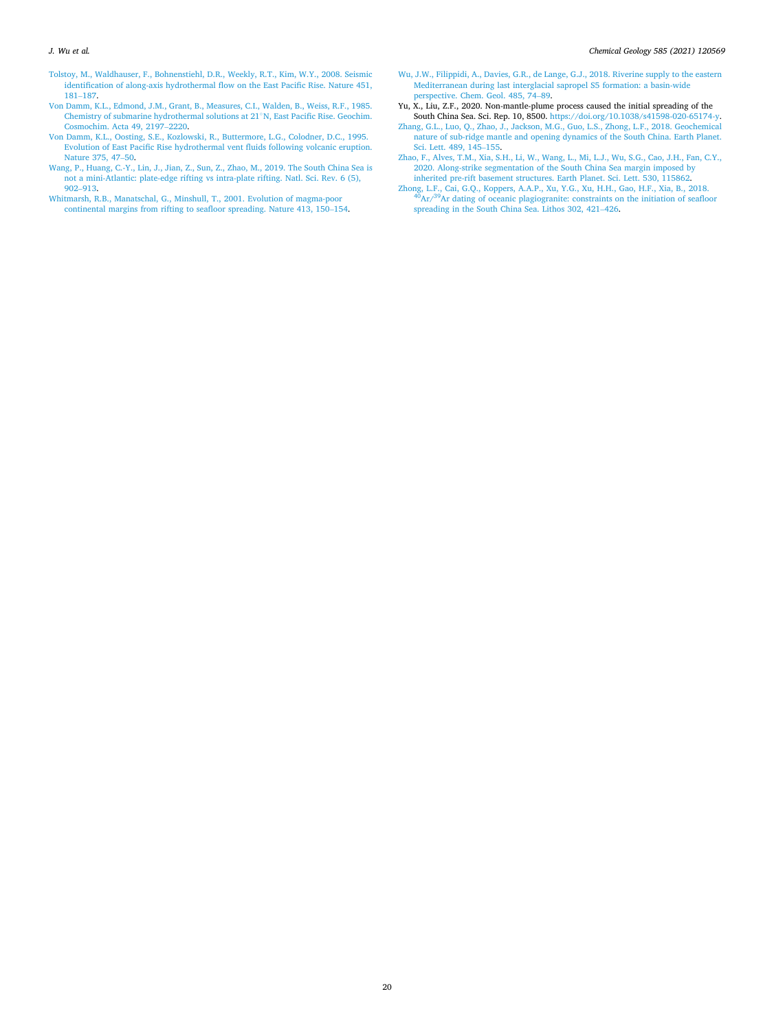Tolstoy, M., Waldhauser, F., Bohnenstiehl, D.R., Weekly, R.T., Kim, W.Y., 2008. Seismic identification of along-axis hydrothermal flow on the East Pacific Rise. Nature 451, 181–187.

Von Damm, K.L., Edmond, J.M., Grant, B., Measures, C.I., Walden, B., Weiss, R.F., 1985. Chemistry of submarine hydrothermal solutions at 21°N, East Pacific Rise. Geochim. Cosmochim. Acta 49, 2197–2220.

Von Damm, K.L., Oosting, S.E., Kozlowski, R., Buttermore, L.G., Colodner, D.C., 1995. Evolution of East Pacific Rise hydrothermal vent fluids following volcanic eruption. Nature 375, 47–50.

Wang, P., Huang, C.-Y., Lin, J., Jian, Z., Sun, Z., Zhao, M., 2019. The South China Sea is not a mini-Atlantic: plate-edge rifting vs intra-plate rifting. Natl. Sci. Rev. 6 (5), 902–913.

Whitmarsh, R.B., Manatschal, G., Minshull, T., 2001. Evolution of magma-poor continental margins from rifting to seafloor spreading. Nature 413, 150–154.

Wu, J.W., Filippidi, A., Davies, G.R., de Lange, G.J., 2018. Riverine supply to the eastern Mediterranean during last interglacial sapropel S5 formation: a basin-wide perspective. Chem. Geol. 485, 74–89.

Yu, X., Liu, Z.F., 2020. Non-mantle-plume process caused the initial spreading of the South China Sea. Sci. Rep. 10, 8500. https://doi.org/10.1038/s41598-020-65174-y.

Zhang, G.L., Luo, Q., Zhao, J., Jackson, M.G., Guo, L.S., Zhong, L.F., 2018. Geochemical nature of sub-ridge mantle and opening dynamics of the South China. Earth Planet. Sci. Lett. 489, 145–155.

Zhao, F., Alves, T.M., Xia, S.H., Li, W., Wang, L., Mi, L.J., Wu, S.G., Cao, J.H., Fan, C.Y., 2020. Along-strike segmentation of the South China Sea margin imposed by inherited pre-rift basement structures. Earth Planet. Sci. Lett. 530, 115862.

Zhong, L.F., Cai, G.Q., Koppers, A.A.P., Xu, Y.G., Xu, H.H., Gao, H.F., Xia, B., 2018. $^{40}Ar/^{39}Ar$ dating of oceanic plagiogranite: constraints on the initiation of seafloor spreading in the South China Sea. Lithos 302, 421–426.